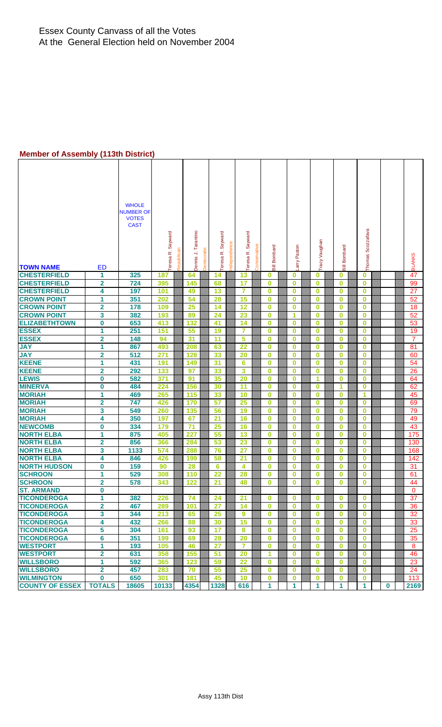# Essex County Canvass of all the Votes
## At the General Election held on November 2004

### Member of Assembly (113th District)

| TOWN NAME | ED | WHOLE NUMBER OF VOTES CAST | Teresa R. Sayward Republican | Dennis J. Tarantino Democratic | Teresa R. Sayward Independence | Teresa R. Sayward Conservative | Bill Bombard | Larry Paston | Tracy Vaughan | Bill Bombard | Thomas Scozzafava | | BLANKS |
|---|---|---|---|---|---|---|---|---|---|---|---|---|---|
| CHESTERFIELD | 1 | 325 | 187 | 64 | 14 | 13 | 0 | 0 | 0 | 0 | 0 | | 47 |
| CHESTERFIELD | 2 | 724 | 395 | 145 | 68 | 17 | 0 | 0 | 0 | 0 | 0 | | 99 |
| CHESTERFIELD | 4 | 197 | 101 | 49 | 13 | 7 | 0 | 0 | 0 | 0 | 0 | | 27 |
| CROWN POINT | 1 | 351 | 202 | 54 | 28 | 15 | 0 | 0 | 0 | 0 | 0 | | 52 |
| CROWN POINT | 2 | 178 | 109 | 25 | 14 | 12 | 0 | 0 | 0 | 0 | 0 | | 18 |
| CROWN POINT | 3 | 382 | 193 | 89 | 24 | 23 | 0 | 1 | 0 | 0 | 0 | | 52 |
| ELIZABETHTOWN | 0 | 653 | 413 | 132 | 41 | 14 | 0 | 0 | 0 | 0 | 0 | | 53 |
| ESSEX | 1 | 251 | 151 | 55 | 19 | 7 | 0 | 0 | 0 | 0 | 0 | | 19 |
| ESSEX | 2 | 148 | 94 | 31 | 11 | 5 | 0 | 0 | 0 | 0 | 0 | | 7 |
| JAY | 1 | 867 | 493 | 208 | 63 | 22 | 0 | 0 | 0 | 0 | 0 | | 81 |
| JAY | 2 | 512 | 271 | 128 | 33 | 20 | 0 | 0 | 0 | 0 | 0 | | 60 |
| KEENE | 1 | 431 | 191 | 149 | 31 | 6 | 0 | 0 | 0 | 0 | 0 | | 54 |
| KEENE | 2 | 292 | 133 | 97 | 33 | 3 | 0 | 0 | 0 | 0 | 0 | | 26 |
| LEWIS | 0 | 582 | 371 | 91 | 35 | 20 | 0 | 0 | 1 | 0 | 0 | | 64 |
| MINERVA | 0 | 484 | 224 | 156 | 30 | 11 | 0 | 0 | 0 | 1 | 0 | | 62 |
| MORIAH | 1 | 469 | 265 | 115 | 33 | 10 | 0 | 0 | 0 | 0 | 1 | | 45 |
| MORIAH | 2 | 747 | 426 | 170 | 57 | 25 | 0 | 0 | 0 | 0 | 0 | | 69 |
| MORIAH | 3 | 549 | 260 | 135 | 56 | 19 | 0 | 0 | 0 | 0 | 0 | | 79 |
| MORIAH | 4 | 350 | 197 | 67 | 21 | 16 | 0 | 0 | 0 | 0 | 0 | | 49 |
| NEWCOMB | 0 | 334 | 179 | 71 | 25 | 16 | 0 | 0 | 0 | 0 | 0 | | 43 |
| NORTH ELBA | 1 | 875 | 405 | 227 | 55 | 13 | 0 | 0 | 0 | 0 | 0 | | 175 |
| NORTH ELBA | 2 | 856 | 366 | 284 | 53 | 23 | 0 | 0 | 0 | 0 | 0 | | 130 |
| NORTH ELBA | 3 | 1133 | 574 | 288 | 76 | 27 | 0 | 0 | 0 | 0 | 0 | | 168 |
| NORTH ELBA | 4 | 846 | 426 | 199 | 58 | 21 | 0 | 0 | 0 | 0 | 0 | | 142 |
| NORTH HUDSON | 0 | 159 | 90 | 28 | 6 | 4 | 0 | 0 | 0 | 0 | 0 | | 31 |
| SCHROON | 1 | 529 | 308 | 110 | 22 | 28 | 0 | 0 | 0 | 0 | 0 | | 61 |
| SCHROON | 2 | 578 | 343 | 122 | 21 | 48 | 0 | 0 | 0 | 0 | 0 | | 44 |
| ST. ARMAND | 0 | | | | | | | | | | | | 0 |
| TICONDEROGA | 1 | 382 | 226 | 74 | 24 | 21 | 0 | 0 | 0 | 0 | 0 | | 37 |
| TICONDEROGA | 2 | 467 | 289 | 101 | 27 | 14 | 0 | 0 | 0 | 0 | 0 | | 36 |
| TICONDEROGA | 3 | 344 | 213 | 65 | 25 | 9 | 0 | 0 | 0 | 0 | 0 | | 32 |
| TICONDEROGA | 4 | 432 | 266 | 88 | 30 | 15 | 0 | 0 | 0 | 0 | 0 | | 33 |
| TICONDEROGA | 5 | 304 | 161 | 93 | 17 | 8 | 0 | 0 | 0 | 0 | 0 | | 25 |
| TICONDEROGA | 6 | 351 | 199 | 69 | 28 | 20 | 0 | 0 | 0 | 0 | 0 | | 35 |
| WESTPORT | 1 | 193 | 105 | 46 | 27 | 7 | 0 | 0 | 0 | 0 | 0 | | 8 |
| WESTPORT | 2 | 631 | 358 | 155 | 51 | 20 | 1 | 0 | 0 | 0 | 0 | | 46 |
| WILLSBORO | 1 | 592 | 365 | 123 | 59 | 22 | 0 | 0 | 0 | 0 | 0 | | 23 |
| WILLSBORO | 2 | 457 | 283 | 70 | 55 | 25 | 0 | 0 | 0 | 0 | 0 | | 24 |
| WILMINGTON | 0 | 650 | 301 | 181 | 45 | 10 | 0 | 0 | 0 | 0 | 0 | | 113 |
| COUNTY OF ESSEX | TOTALS | 18605 | 10133 | 4354 | 1328 | 616 | 1 | 1 | 1 | 1 | 1 | 0 | 2169 |

Assy 113th Dist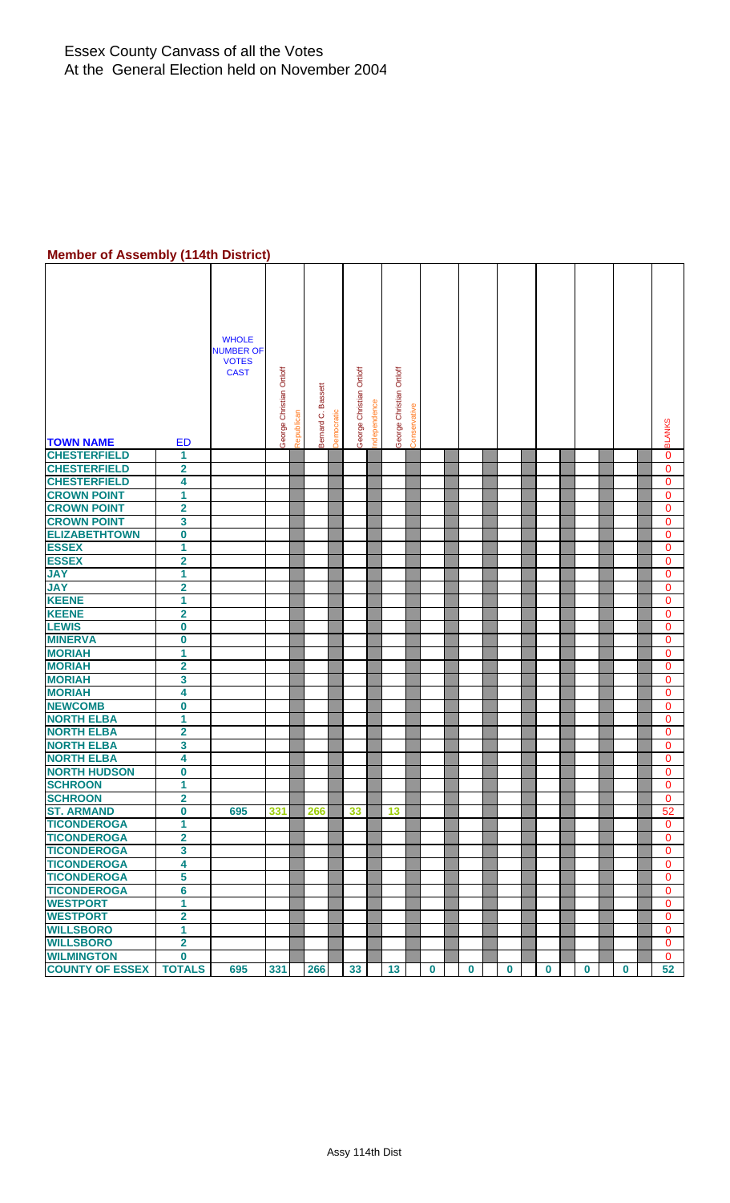Essex County Canvass of all the Votes
At the General Election held on November 2004

**Member of Assembly (114th District)**

| TOWN NAME | ED | WHOLE NUMBER OF VOTES CAST | George Christian Ortloff | Republican | Bernard C. Bassett | Democratic | George Christian Ortloff | Independence | George Christian Ortloff | Conservative | | | | | | | | | | | | | BLANKS |
|---|---|---|---|---|---|---|---|---|---|---|---|---|---|---|---|---|---|---|---|---|---|---|---|
| CHESTERFIELD | 1 | | | | | | | | | | | | | | | | | | | | | | 0 |
| CHESTERFIELD | 2 | | | | | | | | | | | | | | | | | | | | | | 0 |
| CHESTERFIELD | 4 | | | | | | | | | | | | | | | | | | | | | | 0 |
| CROWN POINT | 1 | | | | | | | | | | | | | | | | | | | | | | 0 |
| CROWN POINT | 2 | | | | | | | | | | | | | | | | | | | | | | 0 |
| CROWN POINT | 3 | | | | | | | | | | | | | | | | | | | | | | 0 |
| ELIZABETHTOWN | 0 | | | | | | | | | | | | | | | | | | | | | | 0 |
| ESSEX | 1 | | | | | | | | | | | | | | | | | | | | | | 0 |
| ESSEX | 2 | | | | | | | | | | | | | | | | | | | | | | 0 |
| JAY | 1 | | | | | | | | | | | | | | | | | | | | | | 0 |
| JAY | 2 | | | | | | | | | | | | | | | | | | | | | | 0 |
| KEENE | 1 | | | | | | | | | | | | | | | | | | | | | | 0 |
| KEENE | 2 | | | | | | | | | | | | | | | | | | | | | | 0 |
| LEWIS | 0 | | | | | | | | | | | | | | | | | | | | | | 0 |
| MINERVA | 0 | | | | | | | | | | | | | | | | | | | | | | 0 |
| MORIAH | 1 | | | | | | | | | | | | | | | | | | | | | | 0 |
| MORIAH | 2 | | | | | | | | | | | | | | | | | | | | | | 0 |
| MORIAH | 3 | | | | | | | | | | | | | | | | | | | | | | 0 |
| MORIAH | 4 | | | | | | | | | | | | | | | | | | | | | | 0 |
| NEWCOMB | 0 | | | | | | | | | | | | | | | | | | | | | | 0 |
| NORTH ELBA | 1 | | | | | | | | | | | | | | | | | | | | | | 0 |
| NORTH ELBA | 2 | | | | | | | | | | | | | | | | | | | | | | 0 |
| NORTH ELBA | 3 | | | | | | | | | | | | | | | | | | | | | | 0 |
| NORTH ELBA | 4 | | | | | | | | | | | | | | | | | | | | | | 0 |
| NORTH HUDSON | 0 | | | | | | | | | | | | | | | | | | | | | | 0 |
| SCHROON | 1 | | | | | | | | | | | | | | | | | | | | | | 0 |
| SCHROON | 2 | | | | | | | | | | | | | | | | | | | | | | 0 |
| ST. ARMAND | 0 | 695 | 331 | | 266 | | 33 | | 13 | | | | | | | | | | | | | | 52 |
| TICONDEROGA | 1 | | | | | | | | | | | | | | | | | | | | | | 0 |
| TICONDEROGA | 2 | | | | | | | | | | | | | | | | | | | | | | 0 |
| TICONDEROGA | 3 | | | | | | | | | | | | | | | | | | | | | | 0 |
| TICONDEROGA | 4 | | | | | | | | | | | | | | | | | | | | | | 0 |
| TICONDEROGA | 5 | | | | | | | | | | | | | | | | | | | | | | 0 |
| TICONDEROGA | 6 | | | | | | | | | | | | | | | | | | | | | | 0 |
| WESTPORT | 1 | | | | | | | | | | | | | | | | | | | | | | 0 |
| WESTPORT | 2 | | | | | | | | | | | | | | | | | | | | | | 0 |
| WILLSBORO | 1 | | | | | | | | | | | | | | | | | | | | | | 0 |
| WILLSBORO | 2 | | | | | | | | | | | | | | | | | | | | | | 0 |
| WILMINGTON | 0 | | | | | | | | | | | | | | | | | | | | | | 0 |
| COUNTY OF ESSEX | TOTALS | 695 | 331 | | 266 | | 33 | | 13 | | 0 | | 0 | | 0 | | 0 | | 0 | | 0 | | 52 |

Assy 114th Dist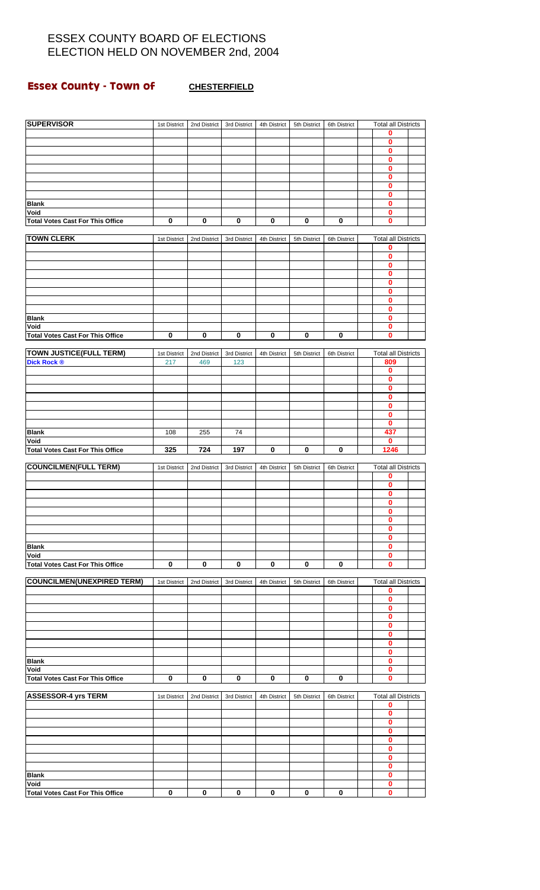# ESSEX COUNTY BOARD OF ELECTIONS
# ELECTION HELD ON NOVEMBER 2nd, 2004

## Essex County - Town of **CHESTERFIELD**

| SUPERVISOR | 1st District | 2nd District | 3rd District | 4th District | 5th District | 6th District | Total all Districts |
|---|---|---|---|---|---|---|---|
| | | | | | | | 0 |
| | | | | | | | 0 |
| | | | | | | | 0 |
| | | | | | | | 0 |
| | | | | | | | 0 |
| | | | | | | | 0 |
| | | | | | | | 0 |
| | | | | | | | 0 |
| Blank | | | | | | | 0 |
| Void | | | | | | | 0 |
| Total Votes Cast For This Office | 0 | 0 | 0 | 0 | 0 | 0 | 0 |

| TOWN CLERK | 1st District | 2nd District | 3rd District | 4th District | 5th District | 6th District | Total all Districts |
|---|---|---|---|---|---|---|---|
| | | | | | | | 0 |
| | | | | | | | 0 |
| | | | | | | | 0 |
| | | | | | | | 0 |
| | | | | | | | 0 |
| | | | | | | | 0 |
| | | | | | | | 0 |
| | | | | | | | 0 |
| Blank | | | | | | | 0 |
| Void | | | | | | | 0 |
| Total Votes Cast For This Office | 0 | 0 | 0 | 0 | 0 | 0 | 0 |

| TOWN JUSTICE(FULL TERM) | 1st District | 2nd District | 3rd District | 4th District | 5th District | 6th District | Total all Districts |
|---|---|---|---|---|---|---|---|
| Dick Rock ® | 217 | 469 | 123 | | | | 809 |
| | | | | | | | 0 |
| | | | | | | | 0 |
| | | | | | | | 0 |
| | | | | | | | 0 |
| | | | | | | | 0 |
| | | | | | | | 0 |
| | | | | | | | 0 |
| Blank | 108 | 255 | 74 | | | | 437 |
| Void | | | | | | | 0 |
| Total Votes Cast For This Office | 325 | 724 | 197 | 0 | 0 | 0 | 1246 |

| COUNCILMEN(FULL TERM) | 1st District | 2nd District | 3rd District | 4th District | 5th District | 6th District | Total all Districts |
|---|---|---|---|---|---|---|---|
| | | | | | | | 0 |
| | | | | | | | 0 |
| | | | | | | | 0 |
| | | | | | | | 0 |
| | | | | | | | 0 |
| | | | | | | | 0 |
| | | | | | | | 0 |
| | | | | | | | 0 |
| Blank | | | | | | | 0 |
| Void | | | | | | | 0 |
| Total Votes Cast For This Office | 0 | 0 | 0 | 0 | 0 | 0 | 0 |

| COUNCILMEN(UNEXPIRED TERM) | 1st District | 2nd District | 3rd District | 4th District | 5th District | 6th District | Total all Districts |
|---|---|---|---|---|---|---|---|
| | | | | | | | 0 |
| | | | | | | | 0 |
| | | | | | | | 0 |
| | | | | | | | 0 |
| | | | | | | | 0 |
| | | | | | | | 0 |
| | | | | | | | 0 |
| | | | | | | | 0 |
| Blank | | | | | | | 0 |
| Void | | | | | | | 0 |
| Total Votes Cast For This Office | 0 | 0 | 0 | 0 | 0 | 0 | 0 |

| ASSESSOR-4 yrs TERM | 1st District | 2nd District | 3rd District | 4th District | 5th District | 6th District | Total all Districts |
|---|---|---|---|---|---|---|---|
| | | | | | | | 0 |
| | | | | | | | 0 |
| | | | | | | | 0 |
| | | | | | | | 0 |
| | | | | | | | 0 |
| | | | | | | | 0 |
| | | | | | | | 0 |
| | | | | | | | 0 |
| Blank | | | | | | | 0 |
| Void | | | | | | | 0 |
| Total Votes Cast For This Office | 0 | 0 | 0 | 0 | 0 | 0 | 0 |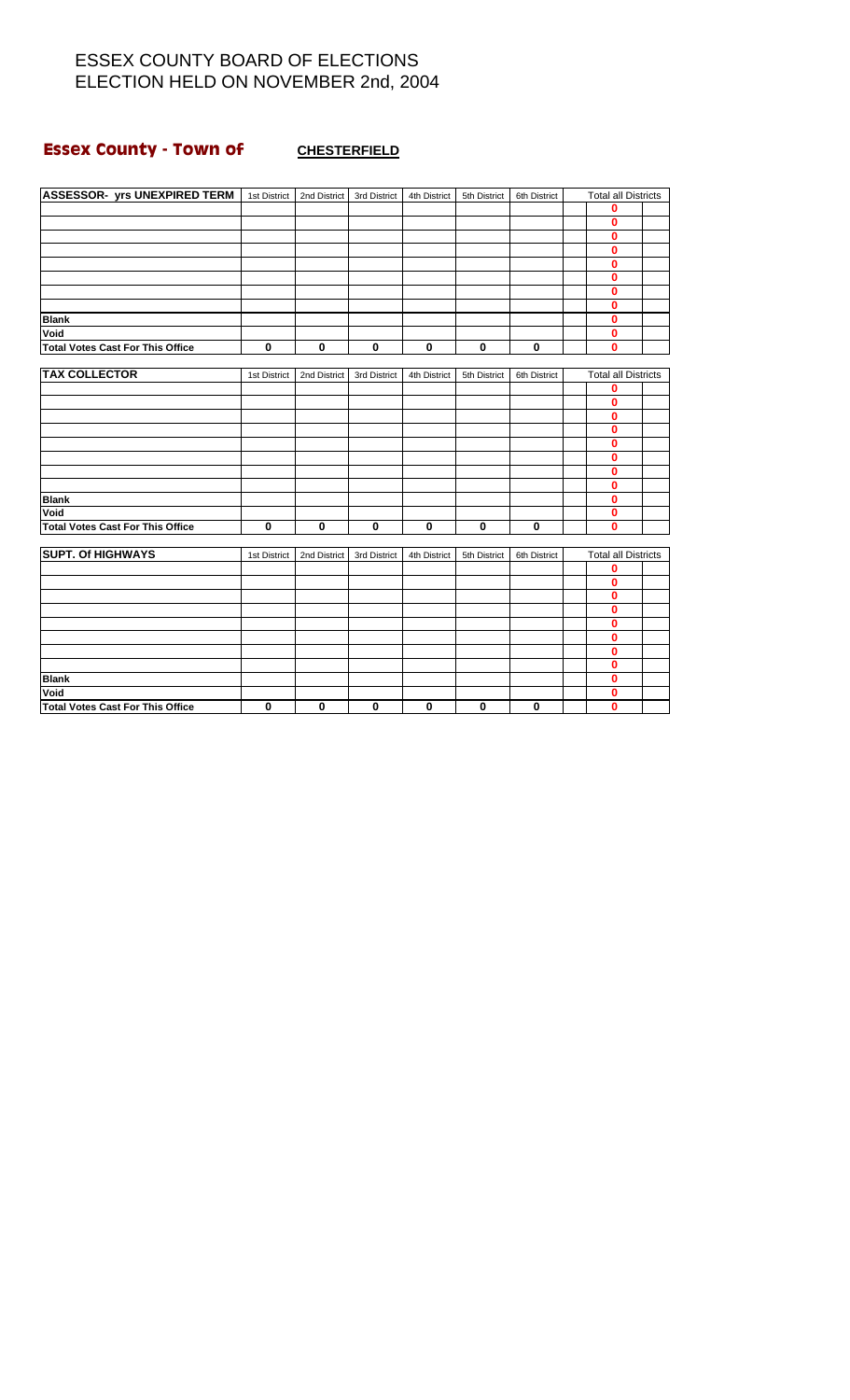# ESSEX COUNTY BOARD OF ELECTIONS
# ELECTION HELD ON NOVEMBER 2nd, 2004

## Essex County - Town of **CHESTERFIELD**

| ASSESSOR- yrs UNEXPIRED TERM | 1st District | 2nd District | 3rd District | 4th District | 5th District | 6th District | Total all Districts |
|---|---|---|---|---|---|---|---|
| | | | | | | | 0 |
| | | | | | | | 0 |
| | | | | | | | 0 |
| | | | | | | | 0 |
| | | | | | | | 0 |
| | | | | | | | 0 |
| | | | | | | | 0 |
| | | | | | | | 0 |
| **Blank** | | | | | | | 0 |
| **Void** | | | | | | | 0 |
| **Total Votes Cast For This Office** | 0 | 0 | 0 | 0 | 0 | 0 | 0 |

| TAX COLLECTOR | 1st District | 2nd District | 3rd District | 4th District | 5th District | 6th District | Total all Districts |
|---|---|---|---|---|---|---|---|
| | | | | | | | 0 |
| | | | | | | | 0 |
| | | | | | | | 0 |
| | | | | | | | 0 |
| | | | | | | | 0 |
| | | | | | | | 0 |
| | | | | | | | 0 |
| | | | | | | | 0 |
| **Blank** | | | | | | | 0 |
| **Void** | | | | | | | 0 |
| **Total Votes Cast For This Office** | 0 | 0 | 0 | 0 | 0 | 0 | 0 |

| SUPT. Of HIGHWAYS | 1st District | 2nd District | 3rd District | 4th District | 5th District | 6th District | Total all Districts |
|---|---|---|---|---|---|---|---|
| | | | | | | | 0 |
| | | | | | | | 0 |
| | | | | | | | 0 |
| | | | | | | | 0 |
| | | | | | | | 0 |
| | | | | | | | 0 |
| | | | | | | | 0 |
| | | | | | | | 0 |
| **Blank** | | | | | | | 0 |
| **Void** | | | | | | | 0 |
| **Total Votes Cast For This Office** | 0 | 0 | 0 | 0 | 0 | 0 | 0 |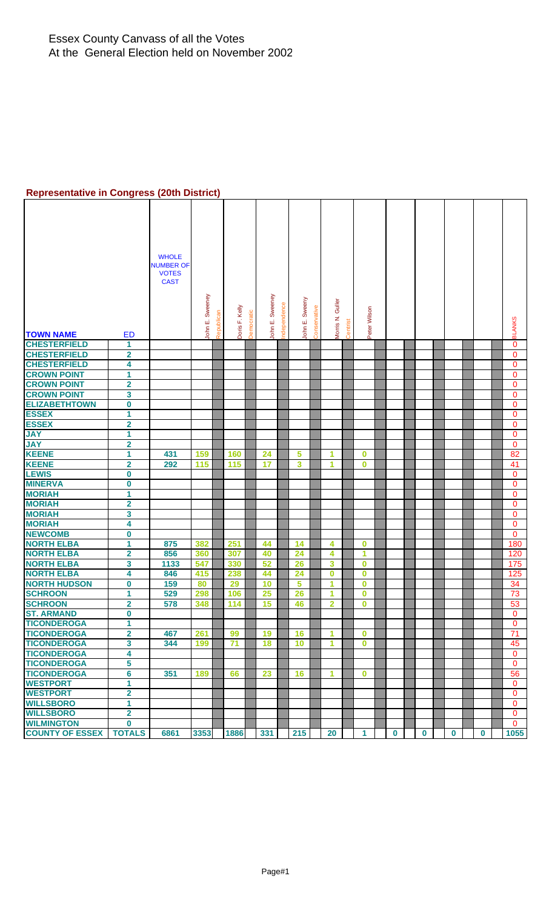# Essex County Canvass of all the Votes
At the General Election held on November 2002

## Representative in Congress (20th District)

| TOWN NAME | ED | WHOLE NUMBER OF VOTES CAST | John E. Sweeney Republican | Doris F. Kelly Democratic | John E. Sweeney Independence | John E. Sweeny Conservative | Morris N. Guller Centrist | Peter Wilson | | | | | BLANKS |
|---|---|---|---|---|---|---|---|---|---|---|---|---|---|
| CHESTERFIELD | 1 | | | | | | | | | | | | 0 |
| CHESTERFIELD | 2 | | | | | | | | | | | | 0 |
| CHESTERFIELD | 4 | | | | | | | | | | | | 0 |
| CROWN POINT | 1 | | | | | | | | | | | | 0 |
| CROWN POINT | 2 | | | | | | | | | | | | 0 |
| CROWN POINT | 3 | | | | | | | | | | | | 0 |
| ELIZABETHTOWN | 0 | | | | | | | | | | | | 0 |
| ESSEX | 1 | | | | | | | | | | | | 0 |
| ESSEX | 2 | | | | | | | | | | | | 0 |
| JAY | 1 | | | | | | | | | | | | 0 |
| JAY | 2 | | | | | | | | | | | | 0 |
| KEENE | 1 | 431 | 159 | 160 | 24 | 5 | 1 | 0 | | | | | 82 |
| KEENE | 2 | 292 | 115 | 115 | 17 | 3 | 1 | 0 | | | | | 41 |
| LEWIS | 0 | | | | | | | | | | | | 0 |
| MINERVA | 0 | | | | | | | | | | | | 0 |
| MORIAH | 1 | | | | | | | | | | | | 0 |
| MORIAH | 2 | | | | | | | | | | | | 0 |
| MORIAH | 3 | | | | | | | | | | | | 0 |
| MORIAH | 4 | | | | | | | | | | | | 0 |
| NEWCOMB | 0 | | | | | | | | | | | | 0 |
| NORTH ELBA | 1 | 875 | 382 | 251 | 44 | 14 | 4 | 0 | | | | | 180 |
| NORTH ELBA | 2 | 856 | 360 | 307 | 40 | 24 | 4 | 1 | | | | | 120 |
| NORTH ELBA | 3 | 1133 | 547 | 330 | 52 | 26 | 3 | 0 | | | | | 175 |
| NORTH ELBA | 4 | 846 | 415 | 238 | 44 | 24 | 0 | 0 | | | | | 125 |
| NORTH HUDSON | 0 | 159 | 80 | 29 | 10 | 5 | 1 | 0 | | | | | 34 |
| SCHROON | 1 | 529 | 298 | 106 | 25 | 26 | 1 | 0 | | | | | 73 |
| SCHROON | 2 | 578 | 348 | 114 | 15 | 46 | 2 | 0 | | | | | 53 |
| ST. ARMAND | 0 | | | | | | | | | | | | 0 |
| TICONDEROGA | 1 | | | | | | | | | | | | 0 |
| TICONDEROGA | 2 | 467 | 261 | 99 | 19 | 16 | 1 | 0 | | | | | 71 |
| TICONDEROGA | 3 | 344 | 199 | 71 | 18 | 10 | 1 | 0 | | | | | 45 |
| TICONDEROGA | 4 | | | | | | | | | | | | 0 |
| TICONDEROGA | 5 | | | | | | | | | | | | 0 |
| TICONDEROGA | 6 | 351 | 189 | 66 | 23 | 16 | 1 | 0 | | | | | 56 |
| WESTPORT | 1 | | | | | | | | | | | | 0 |
| WESTPORT | 2 | | | | | | | | | | | | 0 |
| WILLSBORO | 1 | | | | | | | | | | | | 0 |
| WILLSBORO | 2 | | | | | | | | | | | | 0 |
| WILMINGTON | 0 | | | | | | | | | | | | 0 |
| COUNTY OF ESSEX | TOTALS | 6861 | 3353 | 1886 | 331 | 215 | 20 | 1 | 0 | 0 | 0 | 0 | 1055 |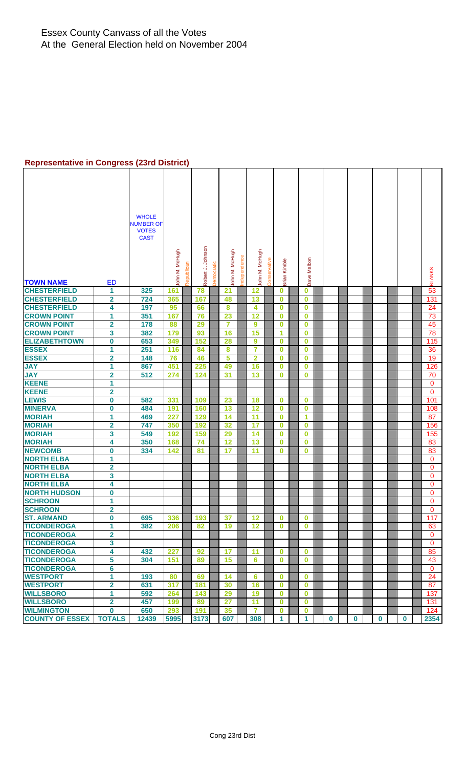# Essex County Canvass of all the Votes

At the General Election held on November 2004

## Representative in Congress (23rd District)

| TOWN NAME | ED | WHOLE NUMBER OF VOTES CAST | John M. McHugh (Republican) | Robert J. Johnson (Democratic) | John M. McHugh (Independence) | John M. McHugh (Conservative) | Brian Kimble | Dave Malbon | | | | | BLANKS |
|---|---|---|---|---|---|---|---|---|---|---|---|---|---|
| CHESTERFIELD | 1 | 325 | 161 | 78 | 21 | 12 | 0 | 0 | | | | | 53 |
| CHESTERFIELD | 2 | 724 | 365 | 167 | 48 | 13 | 0 | 0 | | | | | 131 |
| CHESTERFIELD | 4 | 197 | 95 | 66 | 8 | 4 | 0 | 0 | | | | | 24 |
| CROWN POINT | 1 | 351 | 167 | 76 | 23 | 12 | 0 | 0 | | | | | 73 |
| CROWN POINT | 2 | 178 | 88 | 29 | 7 | 9 | 0 | 0 | | | | | 45 |
| CROWN POINT | 3 | 382 | 179 | 93 | 16 | 15 | 1 | 0 | | | | | 78 |
| ELIZABETHTOWN | 0 | 653 | 349 | 152 | 28 | 9 | 0 | 0 | | | | | 115 |
| ESSEX | 1 | 251 | 116 | 84 | 8 | 7 | 0 | 0 | | | | | 36 |
| ESSEX | 2 | 148 | 76 | 46 | 5 | 2 | 0 | 0 | | | | | 19 |
| JAY | 1 | 867 | 451 | 225 | 49 | 16 | 0 | 0 | | | | | 126 |
| JAY | 2 | 512 | 274 | 124 | 31 | 13 | 0 | 0 | | | | | 70 |
| KEENE | 1 | | | | | | | | | | | | 0 |
| KEENE | 2 | | | | | | | | | | | | 0 |
| LEWIS | 0 | 582 | 331 | 109 | 23 | 18 | 0 | 0 | | | | | 101 |
| MINERVA | 0 | 484 | 191 | 160 | 13 | 12 | 0 | 0 | | | | | 108 |
| MORIAH | 1 | 469 | 227 | 129 | 14 | 11 | 0 | 1 | | | | | 87 |
| MORIAH | 2 | 747 | 350 | 192 | 32 | 17 | 0 | 0 | | | | | 156 |
| MORIAH | 3 | 549 | 192 | 159 | 29 | 14 | 0 | 0 | | | | | 155 |
| MORIAH | 4 | 350 | 168 | 74 | 12 | 13 | 0 | 0 | | | | | 83 |
| NEWCOMB | 0 | 334 | 142 | 81 | 17 | 11 | 0 | 0 | | | | | 83 |
| NORTH ELBA | 1 | | | | | | | | | | | | 0 |
| NORTH ELBA | 2 | | | | | | | | | | | | 0 |
| NORTH ELBA | 3 | | | | | | | | | | | | 0 |
| NORTH ELBA | 4 | | | | | | | | | | | | 0 |
| NORTH HUDSON | 0 | | | | | | | | | | | | 0 |
| SCHROON | 1 | | | | | | | | | | | | 0 |
| SCHROON | 2 | | | | | | | | | | | | 0 |
| ST. ARMAND | 0 | 695 | 336 | 193 | 37 | 12 | 0 | 0 | | | | | 117 |
| TICONDEROGA | 1 | 382 | 206 | 82 | 19 | 12 | 0 | 0 | | | | | 63 |
| TICONDEROGA | 2 | | | | | | | | | | | | 0 |
| TICONDEROGA | 3 | | | | | | | | | | | | 0 |
| TICONDEROGA | 4 | 432 | 227 | 92 | 17 | 11 | 0 | 0 | | | | | 85 |
| TICONDEROGA | 5 | 304 | 151 | 89 | 15 | 6 | 0 | 0 | | | | | 43 |
| TICONDEROGA | 6 | | | | | | | | | | | | 0 |
| WESTPORT | 1 | 193 | 80 | 69 | 14 | 6 | 0 | 0 | | | | | 24 |
| WESTPORT | 2 | 631 | 317 | 181 | 30 | 16 | 0 | 0 | | | | | 87 |
| WILLSBORO | 1 | 592 | 264 | 143 | 29 | 19 | 0 | 0 | | | | | 137 |
| WILLSBORO | 2 | 457 | 199 | 89 | 27 | 11 | 0 | 0 | | | | | 131 |
| WILMINGTON | 0 | 650 | 293 | 191 | 35 | 7 | 0 | 0 | | | | | 124 |
| COUNTY OF ESSEX | TOTALS | 12439 | 5995 | 3173 | 607 | 308 | 1 | 1 | 0 | 0 | 0 | 0 | 2354 |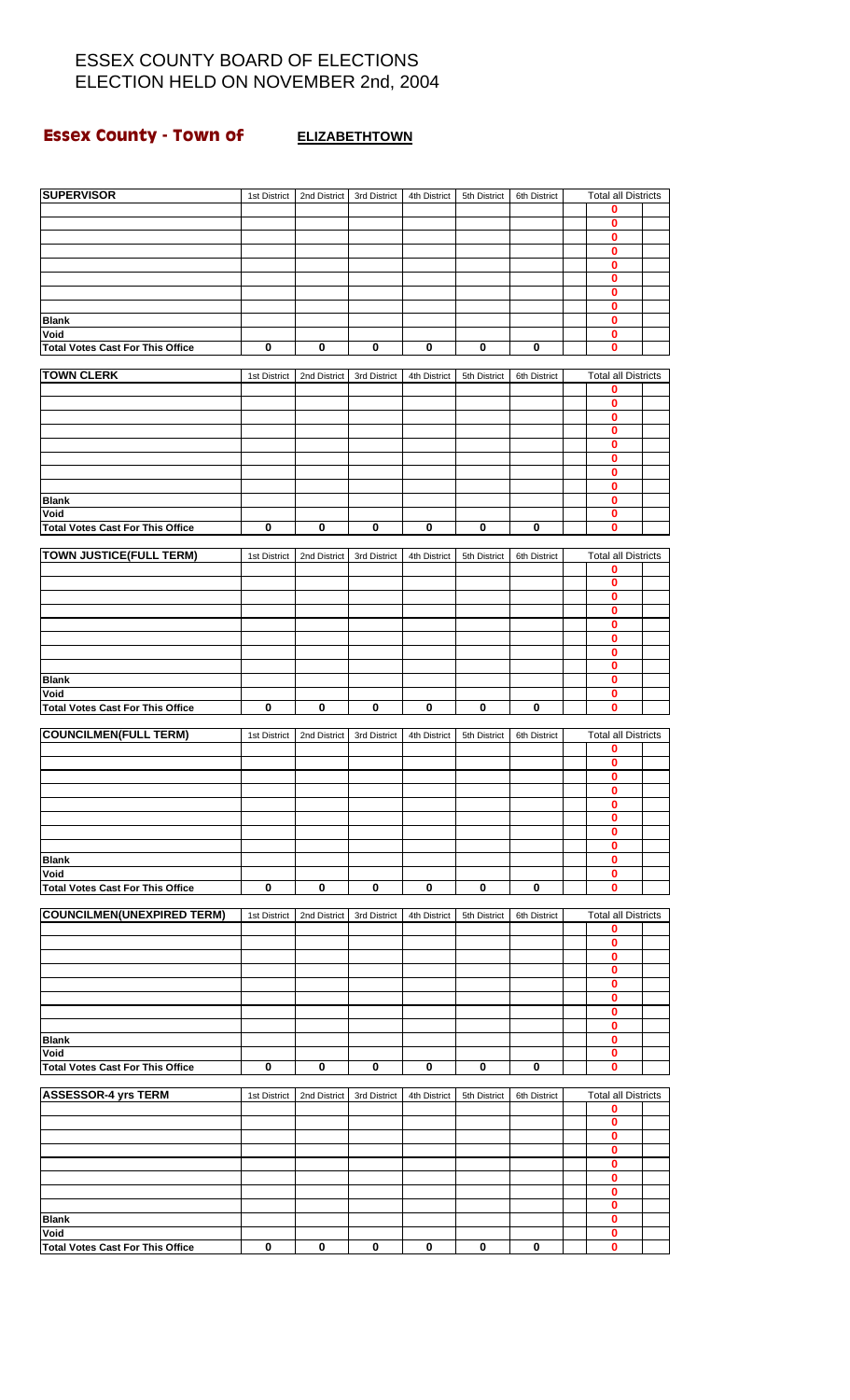# ESSEX COUNTY BOARD OF ELECTIONS
# ELECTION HELD ON NOVEMBER 2nd, 2004

## Essex County - Town of ELIZABETHTOWN

| SUPERVISOR | 1st District | 2nd District | 3rd District | 4th District | 5th District | 6th District | Total all Districts |
|---|---|---|---|---|---|---|---|
| | | | | | | | 0 |
| | | | | | | | 0 |
| | | | | | | | 0 |
| | | | | | | | 0 |
| | | | | | | | 0 |
| | | | | | | | 0 |
| | | | | | | | 0 |
| | | | | | | | 0 |
| Blank | | | | | | | 0 |
| Void | | | | | | | 0 |
| Total Votes Cast For This Office | 0 | 0 | 0 | 0 | 0 | 0 | 0 |

| TOWN CLERK | 1st District | 2nd District | 3rd District | 4th District | 5th District | 6th District | Total all Districts |
|---|---|---|---|---|---|---|---|
| | | | | | | | 0 |
| | | | | | | | 0 |
| | | | | | | | 0 |
| | | | | | | | 0 |
| | | | | | | | 0 |
| | | | | | | | 0 |
| | | | | | | | 0 |
| | | | | | | | 0 |
| Blank | | | | | | | 0 |
| Void | | | | | | | 0 |
| Total Votes Cast For This Office | 0 | 0 | 0 | 0 | 0 | 0 | 0 |

| TOWN JUSTICE(FULL TERM) | 1st District | 2nd District | 3rd District | 4th District | 5th District | 6th District | Total all Districts |
|---|---|---|---|---|---|---|---|
| | | | | | | | 0 |
| | | | | | | | 0 |
| | | | | | | | 0 |
| | | | | | | | 0 |
| | | | | | | | 0 |
| | | | | | | | 0 |
| | | | | | | | 0 |
| | | | | | | | 0 |
| Blank | | | | | | | 0 |
| Void | | | | | | | 0 |
| Total Votes Cast For This Office | 0 | 0 | 0 | 0 | 0 | 0 | 0 |

| COUNCILMEN(FULL TERM) | 1st District | 2nd District | 3rd District | 4th District | 5th District | 6th District | Total all Districts |
|---|---|---|---|---|---|---|---|
| | | | | | | | 0 |
| | | | | | | | 0 |
| | | | | | | | 0 |
| | | | | | | | 0 |
| | | | | | | | 0 |
| | | | | | | | 0 |
| | | | | | | | 0 |
| | | | | | | | 0 |
| Blank | | | | | | | 0 |
| Void | | | | | | | 0 |
| Total Votes Cast For This Office | 0 | 0 | 0 | 0 | 0 | 0 | 0 |

| COUNCILMEN(UNEXPIRED TERM) | 1st District | 2nd District | 3rd District | 4th District | 5th District | 6th District | Total all Districts |
|---|---|---|---|---|---|---|---|
| | | | | | | | 0 |
| | | | | | | | 0 |
| | | | | | | | 0 |
| | | | | | | | 0 |
| | | | | | | | 0 |
| | | | | | | | 0 |
| | | | | | | | 0 |
| | | | | | | | 0 |
| Blank | | | | | | | 0 |
| Void | | | | | | | 0 |
| Total Votes Cast For This Office | 0 | 0 | 0 | 0 | 0 | 0 | 0 |

| ASSESSOR-4 yrs TERM | 1st District | 2nd District | 3rd District | 4th District | 5th District | 6th District | Total all Districts |
|---|---|---|---|---|---|---|---|
| | | | | | | | 0 |
| | | | | | | | 0 |
| | | | | | | | 0 |
| | | | | | | | 0 |
| | | | | | | | 0 |
| | | | | | | | 0 |
| | | | | | | | 0 |
| | | | | | | | 0 |
| Blank | | | | | | | 0 |
| Void | | | | | | | 0 |
| Total Votes Cast For This Office | 0 | 0 | 0 | 0 | 0 | 0 | 0 |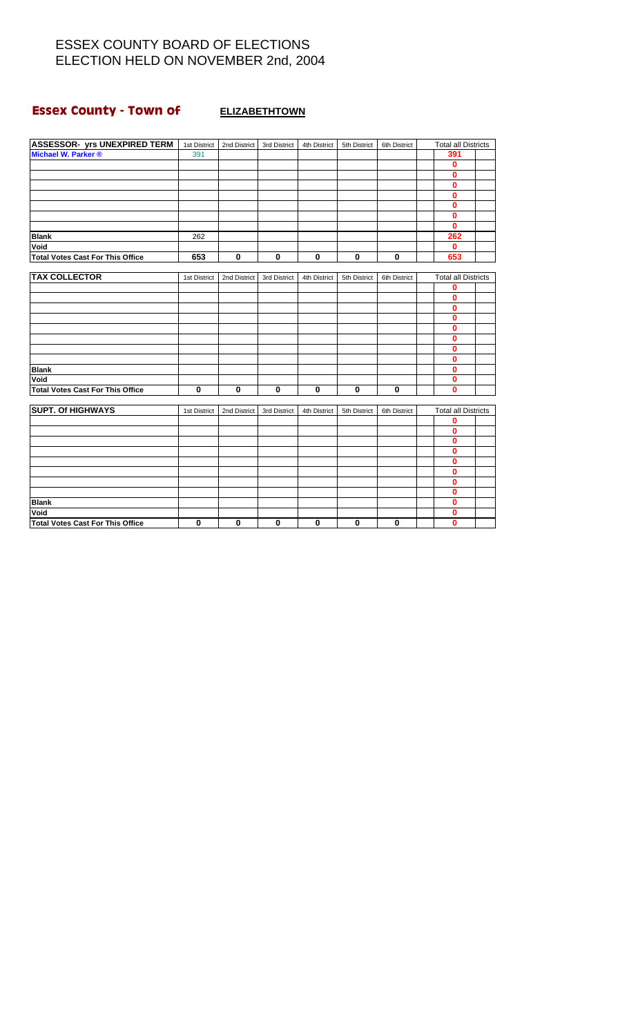# ESSEX COUNTY BOARD OF ELECTIONS
# ELECTION HELD ON NOVEMBER 2nd, 2004

## Essex County - Town of ELIZABETHTOWN

| ASSESSOR- yrs UNEXPIRED TERM | 1st District | 2nd District | 3rd District | 4th District | 5th District | 6th District | Total all Districts |
|---|---|---|---|---|---|---|---|
| Michael W. Parker ® | 391 | | | | | | 391 |
| | | | | | | | 0 |
| | | | | | | | 0 |
| | | | | | | | 0 |
| | | | | | | | 0 |
| | | | | | | | 0 |
| | | | | | | | 0 |
| | | | | | | | 0 |
| Blank | 262 | | | | | | 262 |
| Void | | | | | | | 0 |
| Total Votes Cast For This Office | 653 | 0 | 0 | 0 | 0 | 0 | 653 |

| TAX COLLECTOR | 1st District | 2nd District | 3rd District | 4th District | 5th District | 6th District | Total all Districts |
|---|---|---|---|---|---|---|---|
| | | | | | | | 0 |
| | | | | | | | 0 |
| | | | | | | | 0 |
| | | | | | | | 0 |
| | | | | | | | 0 |
| | | | | | | | 0 |
| | | | | | | | 0 |
| | | | | | | | 0 |
| Blank | | | | | | | 0 |
| Void | | | | | | | 0 |
| Total Votes Cast For This Office | 0 | 0 | 0 | 0 | 0 | 0 | 0 |

| SUPT. Of HIGHWAYS | 1st District | 2nd District | 3rd District | 4th District | 5th District | 6th District | Total all Districts |
|---|---|---|---|---|---|---|---|
| | | | | | | | 0 |
| | | | | | | | 0 |
| | | | | | | | 0 |
| | | | | | | | 0 |
| | | | | | | | 0 |
| | | | | | | | 0 |
| | | | | | | | 0 |
| | | | | | | | 0 |
| Blank | | | | | | | 0 |
| Void | | | | | | | 0 |
| Total Votes Cast For This Office | 0 | 0 | 0 | 0 | 0 | 0 | 0 |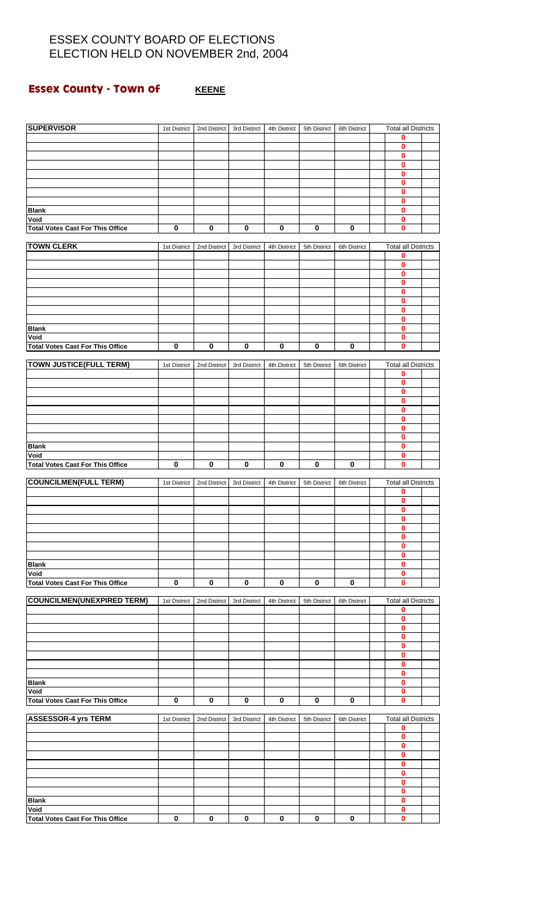# ESSEX COUNTY BOARD OF ELECTIONS
# ELECTION HELD ON NOVEMBER 2nd, 2004

## Essex County - Town of KEENE

| SUPERVISOR | 1st District | 2nd District | 3rd District | 4th District | 5th District | 6th District | Total all Districts |
|---|---|---|---|---|---|---|---|
| | | | | | | | 0 |
| | | | | | | | 0 |
| | | | | | | | 0 |
| | | | | | | | 0 |
| | | | | | | | 0 |
| | | | | | | | 0 |
| | | | | | | | 0 |
| | | | | | | | 0 |
| Blank | | | | | | | 0 |
| Void | | | | | | | 0 |
| Total Votes Cast For This Office | 0 | 0 | 0 | 0 | 0 | 0 | 0 |

| TOWN CLERK | 1st District | 2nd District | 3rd District | 4th District | 5th District | 6th District | Total all Districts |
|---|---|---|---|---|---|---|---|
| | | | | | | | 0 |
| | | | | | | | 0 |
| | | | | | | | 0 |
| | | | | | | | 0 |
| | | | | | | | 0 |
| | | | | | | | 0 |
| | | | | | | | 0 |
| | | | | | | | 0 |
| Blank | | | | | | | 0 |
| Void | | | | | | | 0 |
| Total Votes Cast For This Office | 0 | 0 | 0 | 0 | 0 | 0 | 0 |

| TOWN JUSTICE(FULL TERM) | 1st District | 2nd District | 3rd District | 4th District | 5th District | 6th District | Total all Districts |
|---|---|---|---|---|---|---|---|
| | | | | | | | 0 |
| | | | | | | | 0 |
| | | | | | | | 0 |
| | | | | | | | 0 |
| | | | | | | | 0 |
| | | | | | | | 0 |
| | | | | | | | 0 |
| | | | | | | | 0 |
| Blank | | | | | | | 0 |
| Void | | | | | | | 0 |
| Total Votes Cast For This Office | 0 | 0 | 0 | 0 | 0 | 0 | 0 |

| COUNCILMEN(FULL TERM) | 1st District | 2nd District | 3rd District | 4th District | 5th District | 6th District | Total all Districts |
|---|---|---|---|---|---|---|---|
| | | | | | | | 0 |
| | | | | | | | 0 |
| | | | | | | | 0 |
| | | | | | | | 0 |
| | | | | | | | 0 |
| | | | | | | | 0 |
| | | | | | | | 0 |
| | | | | | | | 0 |
| Blank | | | | | | | 0 |
| Void | | | | | | | 0 |
| Total Votes Cast For This Office | 0 | 0 | 0 | 0 | 0 | 0 | 0 |

| COUNCILMEN(UNEXPIRED TERM) | 1st District | 2nd District | 3rd District | 4th District | 5th District | 6th District | Total all Districts |
|---|---|---|---|---|---|---|---|
| | | | | | | | 0 |
| | | | | | | | 0 |
| | | | | | | | 0 |
| | | | | | | | 0 |
| | | | | | | | 0 |
| | | | | | | | 0 |
| | | | | | | | 0 |
| | | | | | | | 0 |
| Blank | | | | | | | 0 |
| Void | | | | | | | 0 |
| Total Votes Cast For This Office | 0 | 0 | 0 | 0 | 0 | 0 | 0 |

| ASSESSOR-4 yrs TERM | 1st District | 2nd District | 3rd District | 4th District | 5th District | 6th District | Total all Districts |
|---|---|---|---|---|---|---|---|
| | | | | | | | 0 |
| | | | | | | | 0 |
| | | | | | | | 0 |
| | | | | | | | 0 |
| | | | | | | | 0 |
| | | | | | | | 0 |
| | | | | | | | 0 |
| | | | | | | | 0 |
| Blank | | | | | | | 0 |
| Void | | | | | | | 0 |
| Total Votes Cast For This Office | 0 | 0 | 0 | 0 | 0 | 0 | 0 |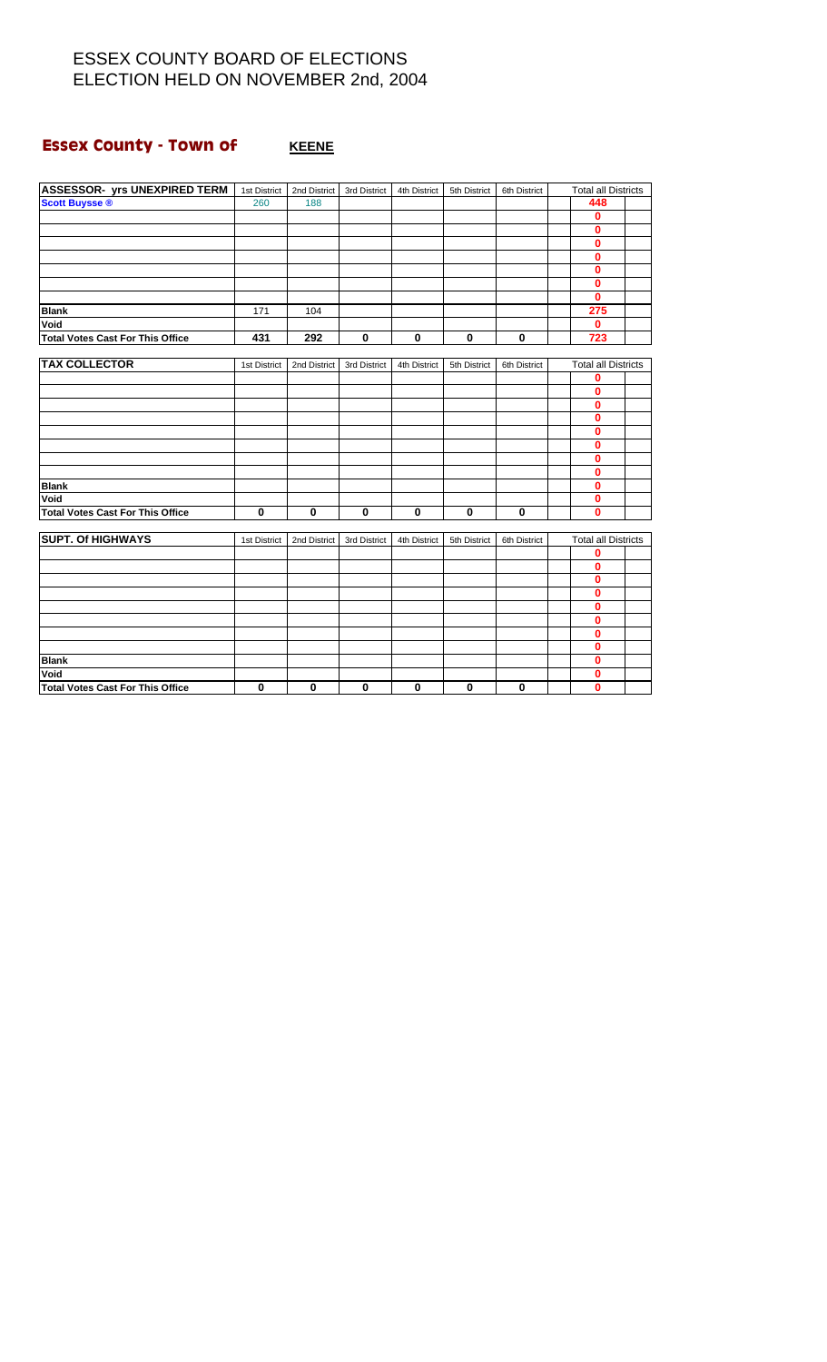# ESSEX COUNTY BOARD OF ELECTIONS
# ELECTION HELD ON NOVEMBER 2nd, 2004

## Essex County - Town of **KEENE**

| ASSESSOR- yrs UNEXPIRED TERM | 1st District | 2nd District | 3rd District | 4th District | 5th District | 6th District | Total all Districts |
|---|---|---|---|---|---|---|---|
| Scott Buysse ® | 260 | 188 | | | | | 448 |
| | | | | | | | 0 |
| | | | | | | | 0 |
| | | | | | | | 0 |
| | | | | | | | 0 |
| | | | | | | | 0 |
| | | | | | | | 0 |
| | | | | | | | 0 |
| Blank | 171 | 104 | | | | | 275 |
| Void | | | | | | | 0 |
| Total Votes Cast For This Office | 431 | 292 | 0 | 0 | 0 | 0 | 723 |

| TAX COLLECTOR | 1st District | 2nd District | 3rd District | 4th District | 5th District | 6th District | Total all Districts |
|---|---|---|---|---|---|---|---|
| | | | | | | | 0 |
| | | | | | | | 0 |
| | | | | | | | 0 |
| | | | | | | | 0 |
| | | | | | | | 0 |
| | | | | | | | 0 |
| | | | | | | | 0 |
| | | | | | | | 0 |
| Blank | | | | | | | 0 |
| Void | | | | | | | 0 |
| Total Votes Cast For This Office | 0 | 0 | 0 | 0 | 0 | 0 | 0 |

| SUPT. Of HIGHWAYS | 1st District | 2nd District | 3rd District | 4th District | 5th District | 6th District | Total all Districts |
|---|---|---|---|---|---|---|---|
| | | | | | | | 0 |
| | | | | | | | 0 |
| | | | | | | | 0 |
| | | | | | | | 0 |
| | | | | | | | 0 |
| | | | | | | | 0 |
| | | | | | | | 0 |
| | | | | | | | 0 |
| Blank | | | | | | | 0 |
| Void | | | | | | | 0 |
| Total Votes Cast For This Office | 0 | 0 | 0 | 0 | 0 | 0 | 0 |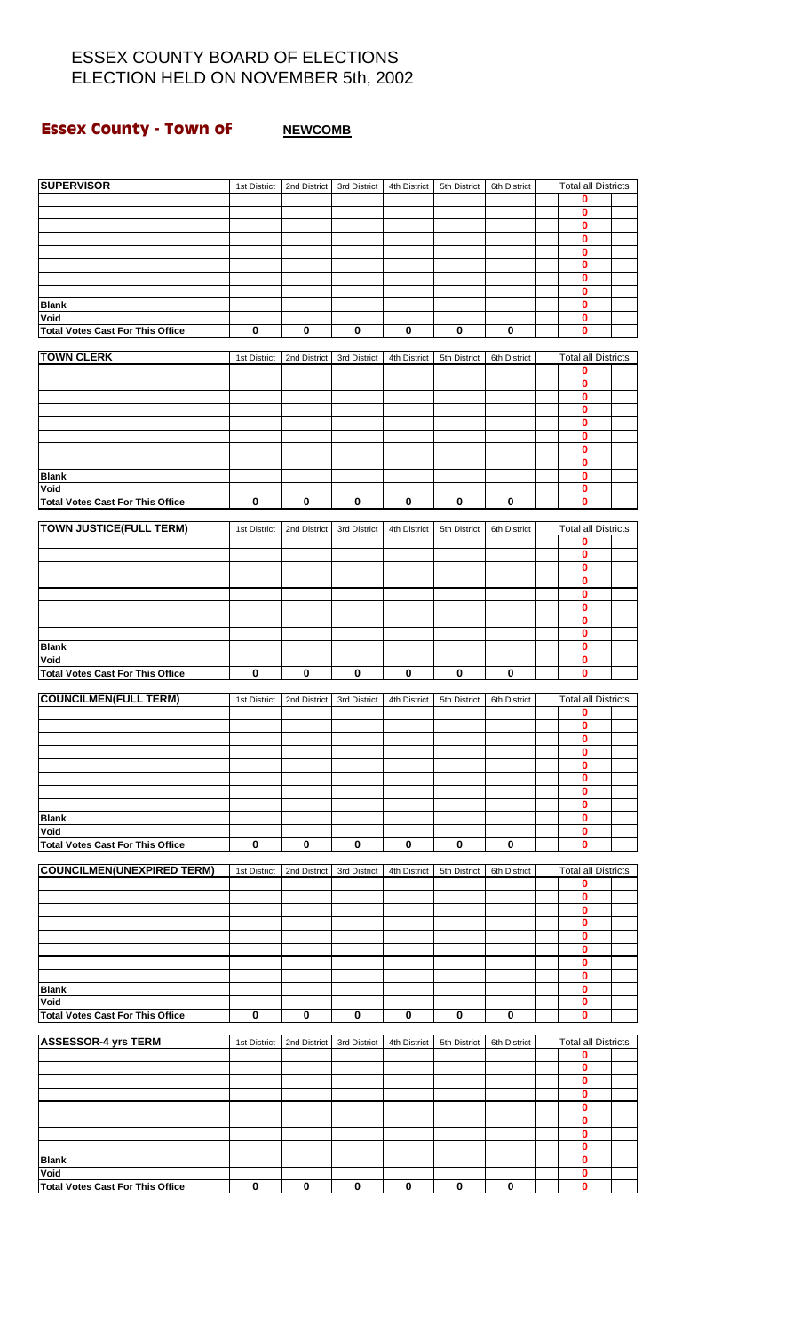# ESSEX COUNTY BOARD OF ELECTIONS
# ELECTION HELD ON NOVEMBER 5th, 2002

## Essex County - Town of NEWCOMB

| SUPERVISOR | 1st District | 2nd District | 3rd District | 4th District | 5th District | 6th District | Total all Districts |
|---|---|---|---|---|---|---|---|
| | | | | | | | 0 |
| | | | | | | | 0 |
| | | | | | | | 0 |
| | | | | | | | 0 |
| | | | | | | | 0 |
| | | | | | | | 0 |
| | | | | | | | 0 |
| | | | | | | | 0 |
| Blank | | | | | | | 0 |
| Void | | | | | | | 0 |
| Total Votes Cast For This Office | 0 | 0 | 0 | 0 | 0 | 0 | 0 |

| TOWN CLERK | 1st District | 2nd District | 3rd District | 4th District | 5th District | 6th District | Total all Districts |
|---|---|---|---|---|---|---|---|
| | | | | | | | 0 |
| | | | | | | | 0 |
| | | | | | | | 0 |
| | | | | | | | 0 |
| | | | | | | | 0 |
| | | | | | | | 0 |
| | | | | | | | 0 |
| | | | | | | | 0 |
| Blank | | | | | | | 0 |
| Void | | | | | | | 0 |
| Total Votes Cast For This Office | 0 | 0 | 0 | 0 | 0 | 0 | 0 |

| TOWN JUSTICE(FULL TERM) | 1st District | 2nd District | 3rd District | 4th District | 5th District | 6th District | Total all Districts |
|---|---|---|---|---|---|---|---|
| | | | | | | | 0 |
| | | | | | | | 0 |
| | | | | | | | 0 |
| | | | | | | | 0 |
| | | | | | | | 0 |
| | | | | | | | 0 |
| | | | | | | | 0 |
| | | | | | | | 0 |
| Blank | | | | | | | 0 |
| Void | | | | | | | 0 |
| Total Votes Cast For This Office | 0 | 0 | 0 | 0 | 0 | 0 | 0 |

| COUNCILMEN(FULL TERM) | 1st District | 2nd District | 3rd District | 4th District | 5th District | 6th District | Total all Districts |
|---|---|---|---|---|---|---|---|
| | | | | | | | 0 |
| | | | | | | | 0 |
| | | | | | | | 0 |
| | | | | | | | 0 |
| | | | | | | | 0 |
| | | | | | | | 0 |
| | | | | | | | 0 |
| | | | | | | | 0 |
| Blank | | | | | | | 0 |
| Void | | | | | | | 0 |
| Total Votes Cast For This Office | 0 | 0 | 0 | 0 | 0 | 0 | 0 |

| COUNCILMEN(UNEXPIRED TERM) | 1st District | 2nd District | 3rd District | 4th District | 5th District | 6th District | Total all Districts |
|---|---|---|---|---|---|---|---|
| | | | | | | | 0 |
| | | | | | | | 0 |
| | | | | | | | 0 |
| | | | | | | | 0 |
| | | | | | | | 0 |
| | | | | | | | 0 |
| | | | | | | | 0 |
| | | | | | | | 0 |
| Blank | | | | | | | 0 |
| Void | | | | | | | 0 |
| Total Votes Cast For This Office | 0 | 0 | 0 | 0 | 0 | 0 | 0 |

| ASSESSOR-4 yrs TERM | 1st District | 2nd District | 3rd District | 4th District | 5th District | 6th District | Total all Districts |
|---|---|---|---|---|---|---|---|
| | | | | | | | 0 |
| | | | | | | | 0 |
| | | | | | | | 0 |
| | | | | | | | 0 |
| | | | | | | | 0 |
| | | | | | | | 0 |
| | | | | | | | 0 |
| | | | | | | | 0 |
| Blank | | | | | | | 0 |
| Void | | | | | | | 0 |
| Total Votes Cast For This Office | 0 | 0 | 0 | 0 | 0 | 0 | 0 |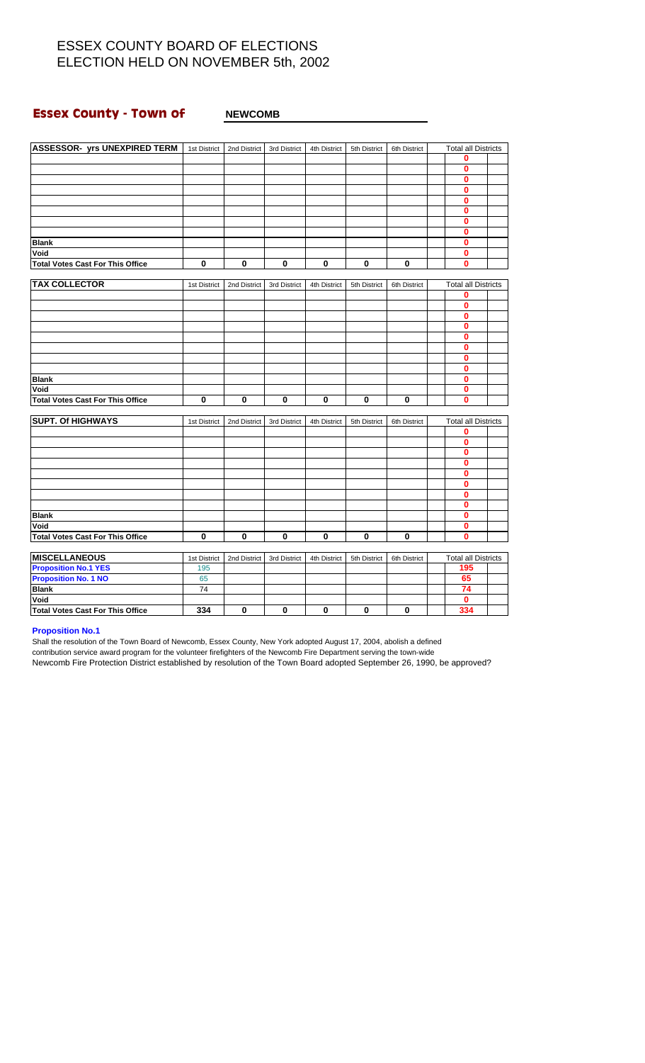# ESSEX COUNTY BOARD OF ELECTIONS
# ELECTION HELD ON NOVEMBER 5th, 2002

## Essex County - Town of NEWCOMB

| ASSESSOR- yrs UNEXPIRED TERM | 1st District | 2nd District | 3rd District | 4th District | 5th District | 6th District | Total all Districts |
|---|---|---|---|---|---|---|---|
| | | | | | | | 0 |
| | | | | | | | 0 |
| | | | | | | | 0 |
| | | | | | | | 0 |
| | | | | | | | 0 |
| | | | | | | | 0 |
| | | | | | | | 0 |
| | | | | | | | 0 |
| **Blank** | | | | | | | 0 |
| **Void** | | | | | | | 0 |
| **Total Votes Cast For This Office** | 0 | 0 | 0 | 0 | 0 | 0 | 0 |

| TAX COLLECTOR | 1st District | 2nd District | 3rd District | 4th District | 5th District | 6th District | Total all Districts |
|---|---|---|---|---|---|---|---|
| | | | | | | | 0 |
| | | | | | | | 0 |
| | | | | | | | 0 |
| | | | | | | | 0 |
| | | | | | | | 0 |
| | | | | | | | 0 |
| | | | | | | | 0 |
| | | | | | | | 0 |
| **Blank** | | | | | | | 0 |
| **Void** | | | | | | | 0 |
| **Total Votes Cast For This Office** | 0 | 0 | 0 | 0 | 0 | 0 | 0 |

| SUPT. Of HIGHWAYS | 1st District | 2nd District | 3rd District | 4th District | 5th District | 6th District | Total all Districts |
|---|---|---|---|---|---|---|---|
| | | | | | | | 0 |
| | | | | | | | 0 |
| | | | | | | | 0 |
| | | | | | | | 0 |
| | | | | | | | 0 |
| | | | | | | | 0 |
| | | | | | | | 0 |
| | | | | | | | 0 |
| **Blank** | | | | | | | 0 |
| **Void** | | | | | | | 0 |
| **Total Votes Cast For This Office** | 0 | 0 | 0 | 0 | 0 | 0 | 0 |

| MISCELLANEOUS | 1st District | 2nd District | 3rd District | 4th District | 5th District | 6th District | Total all Districts |
|---|---|---|---|---|---|---|---|
| **Proposition No.1 YES** | 195 | | | | | | 195 |
| **Proposition No. 1 NO** | 65 | | | | | | 65 |
| **Blank** | 74 | | | | | | 74 |
| **Void** | | | | | | | 0 |
| **Total Votes Cast For This Office** | 334 | 0 | 0 | 0 | 0 | 0 | 334 |

**Proposition No.1**

Shall the resolution of the Town Board of Newcomb, Essex County, New York adopted August 17, 2004, abolish a defined contribution service award program for the volunteer firefighters of the Newcomb Fire Department serving the town-wide Newcomb Fire Protection District established by resolution of the Town Board adopted September 26, 1990, be approved?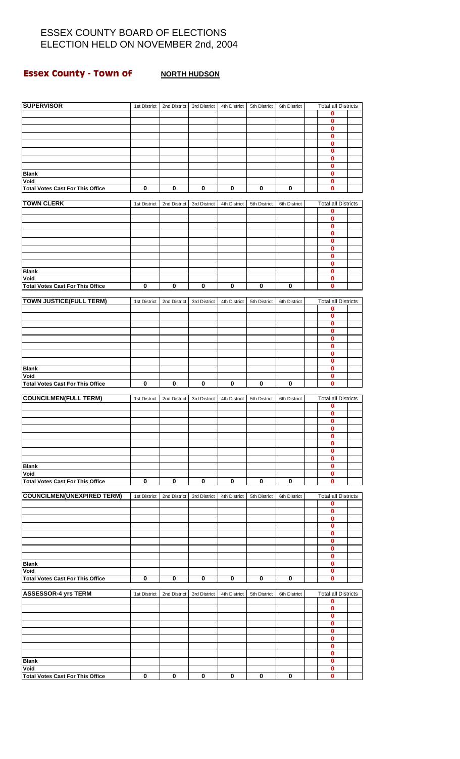# ESSEX COUNTY BOARD OF ELECTIONS
# ELECTION HELD ON NOVEMBER 2nd, 2004

## Essex County - Town of **NORTH HUDSON**

| SUPERVISOR | 1st District | 2nd District | 3rd District | 4th District | 5th District | 6th District | Total all Districts |
|---|---|---|---|---|---|---|---|
| | | | | | | | 0 |
| | | | | | | | 0 |
| | | | | | | | 0 |
| | | | | | | | 0 |
| | | | | | | | 0 |
| | | | | | | | 0 |
| | | | | | | | 0 |
| | | | | | | | 0 |
| **Blank** | | | | | | | 0 |
| **Void** | | | | | | | 0 |
| **Total Votes Cast For This Office** | 0 | 0 | 0 | 0 | 0 | 0 | 0 |

| TOWN CLERK | 1st District | 2nd District | 3rd District | 4th District | 5th District | 6th District | Total all Districts |
|---|---|---|---|---|---|---|---|
| | | | | | | | 0 |
| | | | | | | | 0 |
| | | | | | | | 0 |
| | | | | | | | 0 |
| | | | | | | | 0 |
| | | | | | | | 0 |
| | | | | | | | 0 |
| | | | | | | | 0 |
| **Blank** | | | | | | | 0 |
| **Void** | | | | | | | 0 |
| **Total Votes Cast For This Office** | 0 | 0 | 0 | 0 | 0 | 0 | 0 |

| TOWN JUSTICE(FULL TERM) | 1st District | 2nd District | 3rd District | 4th District | 5th District | 6th District | Total all Districts |
|---|---|---|---|---|---|---|---|
| | | | | | | | 0 |
| | | | | | | | 0 |
| | | | | | | | 0 |
| | | | | | | | 0 |
| | | | | | | | 0 |
| | | | | | | | 0 |
| | | | | | | | 0 |
| | | | | | | | 0 |
| **Blank** | | | | | | | 0 |
| **Void** | | | | | | | 0 |
| **Total Votes Cast For This Office** | 0 | 0 | 0 | 0 | 0 | 0 | 0 |

| COUNCILMEN(FULL TERM) | 1st District | 2nd District | 3rd District | 4th District | 5th District | 6th District | Total all Districts |
|---|---|---|---|---|---|---|---|
| | | | | | | | 0 |
| | | | | | | | 0 |
| | | | | | | | 0 |
| | | | | | | | 0 |
| | | | | | | | 0 |
| | | | | | | | 0 |
| | | | | | | | 0 |
| | | | | | | | 0 |
| **Blank** | | | | | | | 0 |
| **Void** | | | | | | | 0 |
| **Total Votes Cast For This Office** | 0 | 0 | 0 | 0 | 0 | 0 | 0 |

| COUNCILMEN(UNEXPIRED TERM) | 1st District | 2nd District | 3rd District | 4th District | 5th District | 6th District | Total all Districts |
|---|---|---|---|---|---|---|---|
| | | | | | | | 0 |
| | | | | | | | 0 |
| | | | | | | | 0 |
| | | | | | | | 0 |
| | | | | | | | 0 |
| | | | | | | | 0 |
| | | | | | | | 0 |
| | | | | | | | 0 |
| **Blank** | | | | | | | 0 |
| **Void** | | | | | | | 0 |
| **Total Votes Cast For This Office** | 0 | 0 | 0 | 0 | 0 | 0 | 0 |

| ASSESSOR-4 yrs TERM | 1st District | 2nd District | 3rd District | 4th District | 5th District | 6th District | Total all Districts |
|---|---|---|---|---|---|---|---|
| | | | | | | | 0 |
| | | | | | | | 0 |
| | | | | | | | 0 |
| | | | | | | | 0 |
| | | | | | | | 0 |
| | | | | | | | 0 |
| | | | | | | | 0 |
| | | | | | | | 0 |
| **Blank** | | | | | | | 0 |
| **Void** | | | | | | | 0 |
| **Total Votes Cast For This Office** | 0 | 0 | 0 | 0 | 0 | 0 | 0 |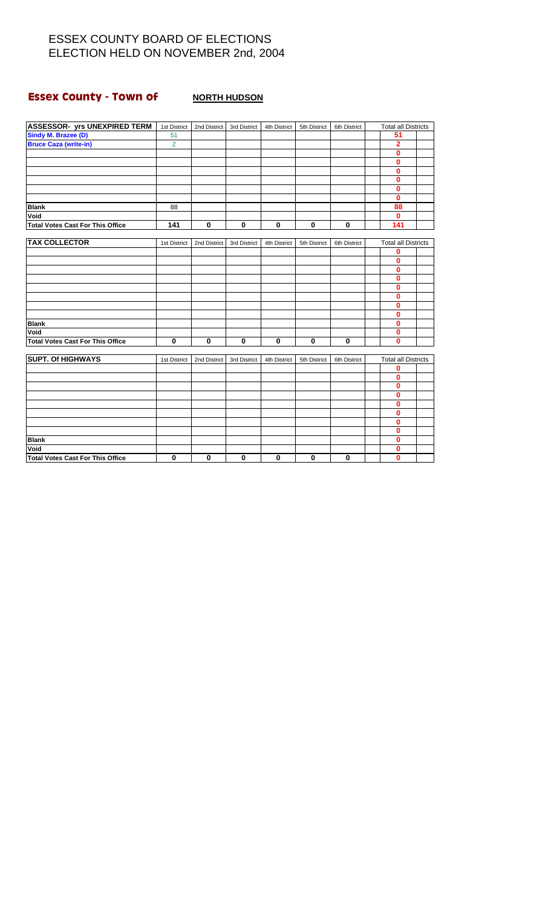# ESSEX COUNTY BOARD OF ELECTIONS
# ELECTION HELD ON NOVEMBER 2nd, 2004

## Essex County - Town of **NORTH HUDSON**

| ASSESSOR- yrs UNEXPIRED TERM | 1st District | 2nd District | 3rd District | 4th District | 5th District | 6th District | Total all Districts |
|---|---|---|---|---|---|---|---|
| Sindy M. Brazee (D) | 51 | | | | | | 51 |
| Bruce Caza (write-in) | 2 | | | | | | 2 |
| | | | | | | | 0 |
| | | | | | | | 0 |
| | | | | | | | 0 |
| | | | | | | | 0 |
| | | | | | | | 0 |
| | | | | | | | 0 |
| Blank | 88 | | | | | | 88 |
| Void | | | | | | | 0 |
| Total Votes Cast For This Office | 141 | 0 | 0 | 0 | 0 | 0 | 141 |

| TAX COLLECTOR | 1st District | 2nd District | 3rd District | 4th District | 5th District | 6th District | Total all Districts |
|---|---|---|---|---|---|---|---|
| | | | | | | | 0 |
| | | | | | | | 0 |
| | | | | | | | 0 |
| | | | | | | | 0 |
| | | | | | | | 0 |
| | | | | | | | 0 |
| | | | | | | | 0 |
| | | | | | | | 0 |
| Blank | | | | | | | 0 |
| Void | | | | | | | 0 |
| Total Votes Cast For This Office | 0 | 0 | 0 | 0 | 0 | 0 | 0 |

| SUPT. Of HIGHWAYS | 1st District | 2nd District | 3rd District | 4th District | 5th District | 6th District | Total all Districts |
|---|---|---|---|---|---|---|---|
| | | | | | | | 0 |
| | | | | | | | 0 |
| | | | | | | | 0 |
| | | | | | | | 0 |
| | | | | | | | 0 |
| | | | | | | | 0 |
| | | | | | | | 0 |
| | | | | | | | 0 |
| Blank | | | | | | | 0 |
| Void | | | | | | | 0 |
| Total Votes Cast For This Office | 0 | 0 | 0 | 0 | 0 | 0 | 0 |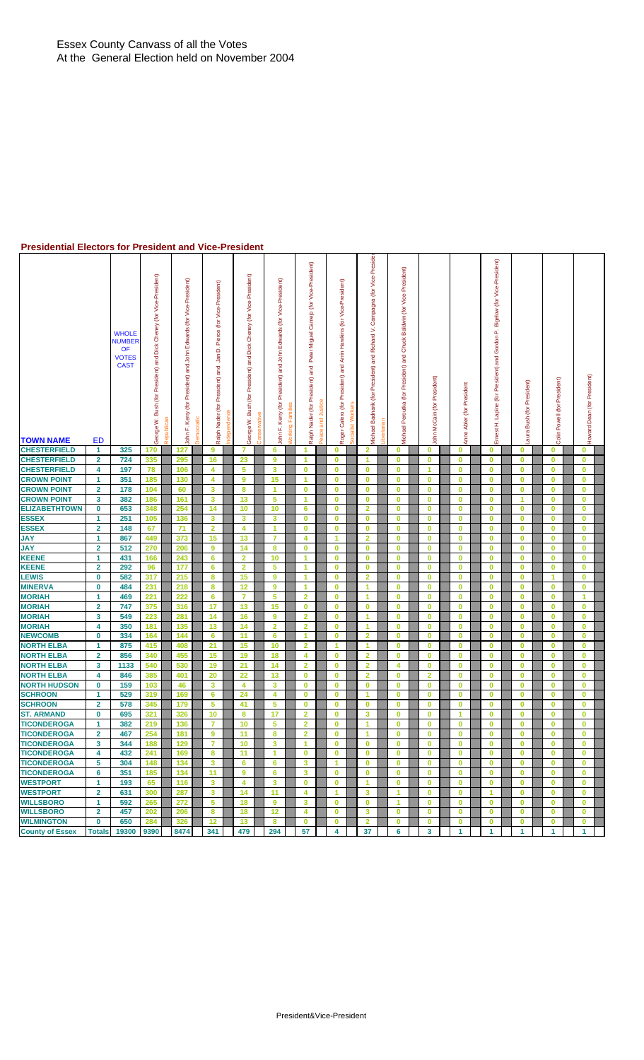Essex County Canvass of all the Votes
At the General Election held on November 2004

## Presidential Electors for President and Vice-President

| TOWN NAME | ED | WHOLE NUMBER OF VOTES CAST | George W. Bush (for President) and Dick Cheney (for Vice-President) Republican | John F. Kerry (for President) and John Edwards (for Vice-President) Democratic | Ralph Nader (for President) and Jan D. Pierce (for Vice-President) Independence | George W. Bush (for President) and Dick Cheney (for Vice-President) Conservative | John F. Kerry (for President) and John Edwards (for Vice-President) Working Families | Ralph Nader (for President) and Peter Miguel Camejo (for Vice-President) Peace and Justice | Roger Calero (for President) and Arrin Hawkins (for Vice-President) Socialist Workers | Michael Badnarik (for President) and Richard V. Campagna (for Vice-President) Libertarian | Michael Peroutka (for President) and Chuck Baldwin (for Vice-President) | John McCain (for President) | Anne Abler (for President) | Ernest H. Lapine (for President) and Gordon P. Bigelow (for Vice-President) | Laura Bush (for President) | Colin Powell (for President) | Howard Dean (for President) |
|---|---|---|---|---|---|---|---|---|---|---|---|---|---|---|---|---|---|
| CHESTERFIELD | 1 | 325 | 170 | 127 | 9 | 7 | 6 | 1 | 0 | 2 | 0 | 0 | 0 | 0 | 0 | 0 | 0 |
| CHESTERFIELD | 2 | 724 | 335 | 295 | 16 | 23 | 9 | 1 | 0 | 1 | 0 | 0 | 0 | 0 | 0 | 0 | 0 |
| CHESTERFIELD | 4 | 197 | 78 | 106 | 4 | 5 | 3 | 0 | 0 | 0 | 0 | 1 | 0 | 0 | 0 | 0 | 0 |
| CROWN POINT | 1 | 351 | 185 | 130 | 4 | 9 | 15 | 1 | 0 | 0 | 0 | 0 | 0 | 0 | 0 | 0 | 0 |
| CROWN POINT | 2 | 178 | 104 | 60 | 3 | 8 | 1 | 0 | 0 | 0 | 0 | 0 | 0 | 0 | 0 | 0 | 0 |
| CROWN POINT | 3 | 382 | 186 | 161 | 3 | 13 | 5 | 1 | 0 | 0 | 0 | 0 | 0 | 0 | 1 | 0 | 0 |
| ELIZABETHTOWN | 0 | 653 | 348 | 254 | 14 | 10 | 10 | 6 | 0 | 2 | 0 | 0 | 0 | 0 | 0 | 0 | 0 |
| ESSEX | 1 | 251 | 105 | 136 | 3 | 3 | 3 | 0 | 0 | 0 | 0 | 0 | 0 | 0 | 0 | 0 | 0 |
| ESSEX | 2 | 148 | 67 | 71 | 2 | 4 | 1 | 0 | 0 | 0 | 0 | 0 | 0 | 0 | 0 | 0 | 0 |
| JAY | 1 | 867 | 449 | 373 | 15 | 13 | 7 | 4 | 1 | 2 | 0 | 0 | 0 | 0 | 0 | 0 | 0 |
| JAY | 2 | 512 | 270 | 206 | 9 | 14 | 8 | 0 | 0 | 0 | 0 | 0 | 0 | 0 | 0 | 0 | 0 |
| KEENE | 1 | 431 | 166 | 243 | 6 | 2 | 10 | 1 | 0 | 0 | 0 | 0 | 0 | 0 | 0 | 0 | 0 |
| KEENE | 2 | 292 | 96 | 177 | 6 | 2 | 5 | 1 | 0 | 0 | 0 | 0 | 0 | 0 | 0 | 0 | 0 |
| LEWIS | 0 | 582 | 317 | 215 | 8 | 15 | 9 | 1 | 0 | 2 | 0 | 0 | 0 | 0 | 0 | 1 | 0 |
| MINERVA | 0 | 484 | 231 | 218 | 8 | 12 | 9 | 1 | 0 | 1 | 0 | 0 | 0 | 0 | 0 | 0 | 0 |
| MORIAH | 1 | 469 | 221 | 222 | 6 | 7 | 5 | 2 | 0 | 1 | 0 | 0 | 0 | 0 | 0 | 0 | 1 |
| MORIAH | 2 | 747 | 375 | 316 | 17 | 13 | 15 | 0 | 0 | 0 | 0 | 0 | 0 | 0 | 0 | 0 | 0 |
| MORIAH | 3 | 549 | 223 | 281 | 14 | 16 | 9 | 2 | 0 | 1 | 0 | 0 | 0 | 0 | 0 | 0 | 0 |
| MORIAH | 4 | 350 | 181 | 135 | 13 | 14 | 2 | 2 | 0 | 1 | 0 | 0 | 0 | 0 | 0 | 0 | 0 |
| NEWCOMB | 0 | 334 | 164 | 144 | 6 | 11 | 6 | 1 | 0 | 2 | 0 | 0 | 0 | 0 | 0 | 0 | 0 |
| NORTH ELBA | 1 | 875 | 415 | 408 | 21 | 15 | 10 | 2 | 1 | 1 | 0 | 0 | 0 | 0 | 0 | 0 | 0 |
| NORTH ELBA | 2 | 856 | 340 | 455 | 15 | 19 | 18 | 4 | 0 | 2 | 0 | 0 | 0 | 0 | 0 | 0 | 0 |
| NORTH ELBA | 3 | 1133 | 540 | 530 | 19 | 21 | 14 | 2 | 0 | 2 | 4 | 0 | 0 | 0 | 0 | 0 | 0 |
| NORTH ELBA | 4 | 846 | 385 | 401 | 20 | 22 | 13 | 0 | 0 | 2 | 0 | 2 | 0 | 0 | 0 | 0 | 0 |
| NORTH HUDSON | 0 | 159 | 103 | 46 | 3 | 4 | 3 | 0 | 0 | 0 | 0 | 0 | 0 | 0 | 0 | 0 | 0 |
| SCHROON | 1 | 529 | 319 | 169 | 6 | 24 | 4 | 0 | 0 | 1 | 0 | 0 | 0 | 0 | 0 | 0 | 0 |
| SCHROON | 2 | 578 | 345 | 179 | 5 | 41 | 5 | 0 | 0 | 0 | 0 | 0 | 0 | 0 | 0 | 0 | 0 |
| ST. ARMAND | 0 | 695 | 321 | 326 | 10 | 8 | 17 | 2 | 0 | 3 | 0 | 0 | 1 | 0 | 0 | 0 | 0 |
| TICONDEROGA | 1 | 382 | 219 | 136 | 7 | 10 | 5 | 2 | 0 | 1 | 0 | 0 | 0 | 0 | 0 | 0 | 0 |
| TICONDEROGA | 2 | 467 | 254 | 181 | 9 | 11 | 8 | 2 | 0 | 1 | 0 | 0 | 0 | 0 | 0 | 0 | 0 |
| TICONDEROGA | 3 | 344 | 188 | 129 | 7 | 10 | 3 | 1 | 0 | 0 | 0 | 0 | 0 | 0 | 0 | 0 | 0 |
| TICONDEROGA | 4 | 432 | 241 | 169 | 8 | 11 | 1 | 0 | 0 | 0 | 0 | 0 | 0 | 0 | 0 | 0 | 0 |
| TICONDEROGA | 5 | 304 | 148 | 134 | 3 | 6 | 6 | 3 | 1 | 0 | 0 | 0 | 0 | 0 | 0 | 0 | 0 |
| TICONDEROGA | 6 | 351 | 185 | 134 | 11 | 9 | 6 | 3 | 0 | 0 | 0 | 0 | 0 | 0 | 0 | 0 | 0 |
| WESTPORT | 1 | 193 | 65 | 116 | 3 | 4 | 3 | 0 | 0 | 1 | 0 | 0 | 0 | 0 | 0 | 0 | 0 |
| WESTPORT | 2 | 631 | 300 | 287 | 3 | 14 | 11 | 4 | 1 | 3 | 1 | 0 | 0 | 1 | 0 | 0 | 0 |
| WILLSBORO | 1 | 592 | 265 | 272 | 5 | 18 | 9 | 3 | 0 | 0 | 1 | 0 | 0 | 0 | 0 | 0 | 0 |
| WILLSBORO | 2 | 457 | 202 | 206 | 8 | 18 | 12 | 4 | 0 | 3 | 0 | 0 | 0 | 0 | 0 | 0 | 0 |
| WILMINGTON | 0 | 650 | 284 | 326 | 12 | 13 | 8 | 0 | 0 | 2 | 0 | 0 | 0 | 0 | 0 | 0 | 0 |
| County of Essex | Totals | 19300 | 9390 | 8474 | 341 | 479 | 294 | 57 | 4 | 37 | 6 | 3 | 1 | 1 | 1 | 1 | 1 |

President&Vice-President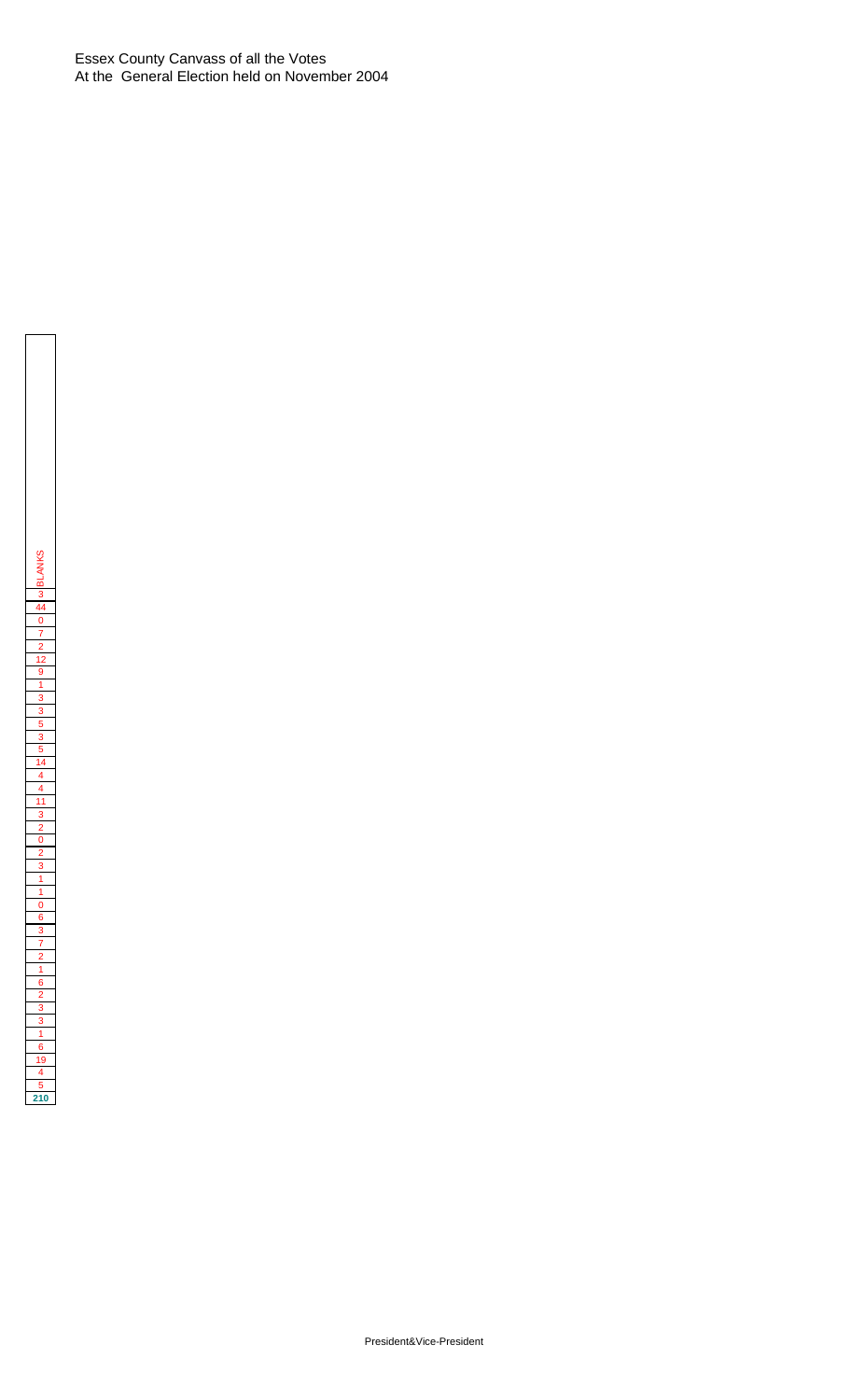Essex County Canvass of all the Votes
At the General Election held on November 2004

| BLANKS |
| --- |
| 3 |
| 44 |
| 0 |
| 7 |
| 2 |
| 12 |
| 9 |
| 1 |
| 3 |
| 3 |
| 5 |
| 3 |
| 5 |
| 14 |
| 4 |
| 4 |
| 11 |
| 3 |
| 2 |
| 0 |
| 2 |
| 3 |
| 1 |
| 1 |
| 0 |
| 6 |
| 3 |
| 7 |
| 2 |
| 1 |
| 6 |
| 2 |
| 3 |
| 3 |
| 1 |
| 6 |
| 19 |
| 4 |
| 5 |
| **210** |

President&Vice-President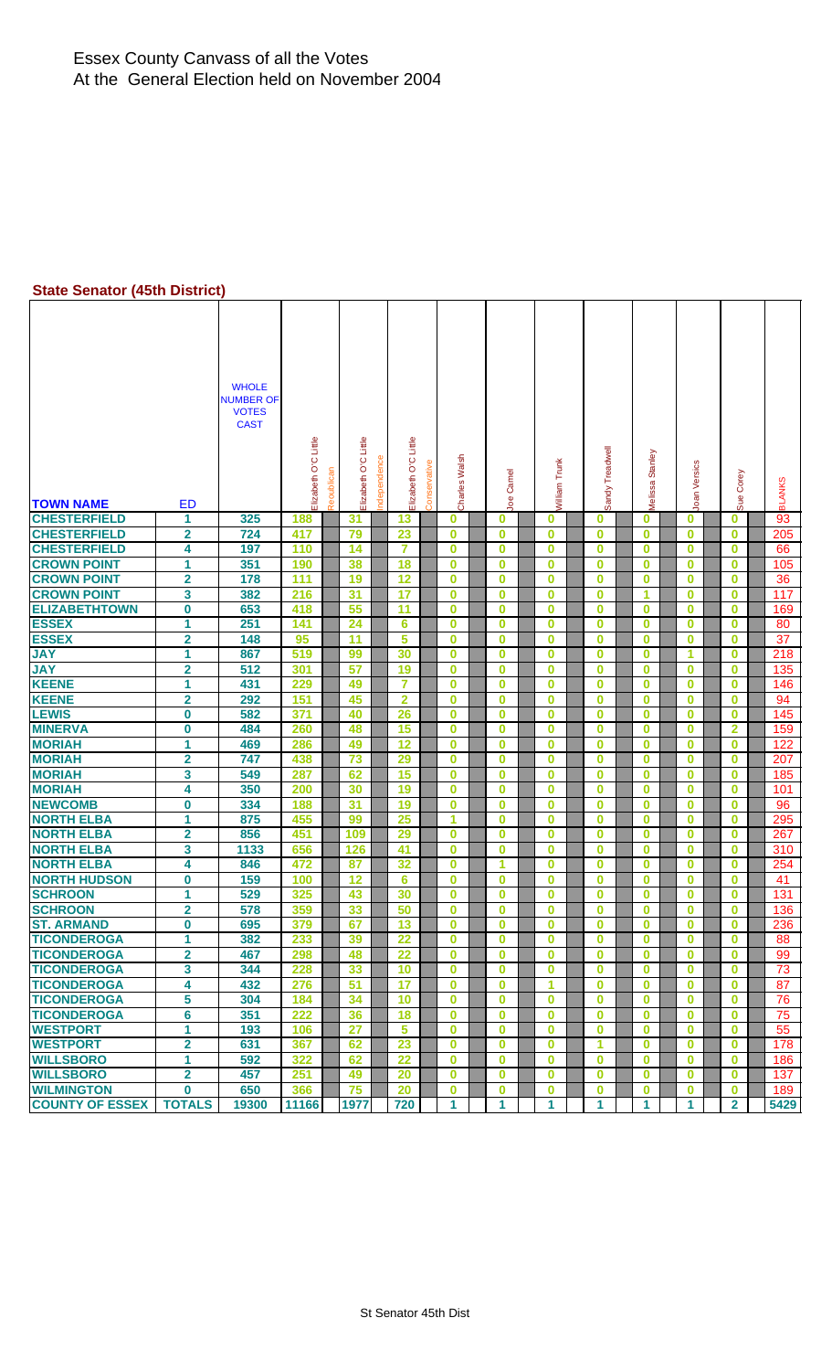# Essex County Canvass of all the Votes
At the General Election held on November 2004

## State Senator (45th District)

| TOWN NAME | ED | WHOLE NUMBER OF VOTES CAST | Elizabeth O'C Little (Republican) | Elizabeth O'C Little (Independence) | Elizabeth O'C Little (Conservative) | Charles Walsh | Joe Camel | William Trunk | Sandy Treadwell | Melissa Stanley | Joan Versics | Sue Corey | BLANKS |
|---|---|---|---|---|---|---|---|---|---|---|---|---|---|
| CHESTERFIELD | 1 | 325 | 188 | 31 | 13 | 0 | 0 | 0 | 0 | 0 | 0 | 0 | 93 |
| CHESTERFIELD | 2 | 724 | 417 | 79 | 23 | 0 | 0 | 0 | 0 | 0 | 0 | 0 | 205 |
| CHESTERFIELD | 4 | 197 | 110 | 14 | 7 | 0 | 0 | 0 | 0 | 0 | 0 | 0 | 66 |
| CROWN POINT | 1 | 351 | 190 | 38 | 18 | 0 | 0 | 0 | 0 | 0 | 0 | 0 | 105 |
| CROWN POINT | 2 | 178 | 111 | 19 | 12 | 0 | 0 | 0 | 0 | 0 | 0 | 0 | 36 |
| CROWN POINT | 3 | 382 | 216 | 31 | 17 | 0 | 0 | 0 | 0 | 1 | 0 | 0 | 117 |
| ELIZABETHTOWN | 0 | 653 | 418 | 55 | 11 | 0 | 0 | 0 | 0 | 0 | 0 | 0 | 169 |
| ESSEX | 1 | 251 | 141 | 24 | 6 | 0 | 0 | 0 | 0 | 0 | 0 | 0 | 80 |
| ESSEX | 2 | 148 | 95 | 11 | 5 | 0 | 0 | 0 | 0 | 0 | 0 | 0 | 37 |
| JAY | 1 | 867 | 519 | 99 | 30 | 0 | 0 | 0 | 0 | 0 | 1 | 0 | 218 |
| JAY | 2 | 512 | 301 | 57 | 19 | 0 | 0 | 0 | 0 | 0 | 0 | 0 | 135 |
| KEENE | 1 | 431 | 229 | 49 | 7 | 0 | 0 | 0 | 0 | 0 | 0 | 0 | 146 |
| KEENE | 2 | 292 | 151 | 45 | 2 | 0 | 0 | 0 | 0 | 0 | 0 | 0 | 94 |
| LEWIS | 0 | 582 | 371 | 40 | 26 | 0 | 0 | 0 | 0 | 0 | 0 | 0 | 145 |
| MINERVA | 0 | 484 | 260 | 48 | 15 | 0 | 0 | 0 | 0 | 0 | 0 | 2 | 159 |
| MORIAH | 1 | 469 | 286 | 49 | 12 | 0 | 0 | 0 | 0 | 0 | 0 | 0 | 122 |
| MORIAH | 2 | 747 | 438 | 73 | 29 | 0 | 0 | 0 | 0 | 0 | 0 | 0 | 207 |
| MORIAH | 3 | 549 | 287 | 62 | 15 | 0 | 0 | 0 | 0 | 0 | 0 | 0 | 185 |
| MORIAH | 4 | 350 | 200 | 30 | 19 | 0 | 0 | 0 | 0 | 0 | 0 | 0 | 101 |
| NEWCOMB | 0 | 334 | 188 | 31 | 19 | 0 | 0 | 0 | 0 | 0 | 0 | 0 | 96 |
| NORTH ELBA | 1 | 875 | 455 | 99 | 25 | 1 | 0 | 0 | 0 | 0 | 0 | 0 | 295 |
| NORTH ELBA | 2 | 856 | 451 | 109 | 29 | 0 | 0 | 0 | 0 | 0 | 0 | 0 | 267 |
| NORTH ELBA | 3 | 1133 | 656 | 126 | 41 | 0 | 0 | 0 | 0 | 0 | 0 | 0 | 310 |
| NORTH ELBA | 4 | 846 | 472 | 87 | 32 | 0 | 1 | 0 | 0 | 0 | 0 | 0 | 254 |
| NORTH HUDSON | 0 | 159 | 100 | 12 | 6 | 0 | 0 | 0 | 0 | 0 | 0 | 0 | 41 |
| SCHROON | 1 | 529 | 325 | 43 | 30 | 0 | 0 | 0 | 0 | 0 | 0 | 0 | 131 |
| SCHROON | 2 | 578 | 359 | 33 | 50 | 0 | 0 | 0 | 0 | 0 | 0 | 0 | 136 |
| ST. ARMAND | 0 | 695 | 379 | 67 | 13 | 0 | 0 | 0 | 0 | 0 | 0 | 0 | 236 |
| TICONDEROGA | 1 | 382 | 233 | 39 | 22 | 0 | 0 | 0 | 0 | 0 | 0 | 0 | 88 |
| TICONDEROGA | 2 | 467 | 298 | 48 | 22 | 0 | 0 | 0 | 0 | 0 | 0 | 0 | 99 |
| TICONDEROGA | 3 | 344 | 228 | 33 | 10 | 0 | 0 | 0 | 0 | 0 | 0 | 0 | 73 |
| TICONDEROGA | 4 | 432 | 276 | 51 | 17 | 0 | 0 | 1 | 0 | 0 | 0 | 0 | 87 |
| TICONDEROGA | 5 | 304 | 184 | 34 | 10 | 0 | 0 | 0 | 0 | 0 | 0 | 0 | 76 |
| TICONDEROGA | 6 | 351 | 222 | 36 | 18 | 0 | 0 | 0 | 0 | 0 | 0 | 0 | 75 |
| WESTPORT | 1 | 193 | 106 | 27 | 5 | 0 | 0 | 0 | 0 | 0 | 0 | 0 | 55 |
| WESTPORT | 2 | 631 | 367 | 62 | 23 | 0 | 0 | 0 | 1 | 0 | 0 | 0 | 178 |
| WILLSBORO | 1 | 592 | 322 | 62 | 22 | 0 | 0 | 0 | 0 | 0 | 0 | 0 | 186 |
| WILLSBORO | 2 | 457 | 251 | 49 | 20 | 0 | 0 | 0 | 0 | 0 | 0 | 0 | 137 |
| WILMINGTON | 0 | 650 | 366 | 75 | 20 | 0 | 0 | 0 | 0 | 0 | 0 | 0 | 189 |
| COUNTY OF ESSEX | TOTALS | 19300 | 11166 | 1977 | 720 | 1 | 1 | 1 | 1 | 1 | 1 | 2 | 5429 |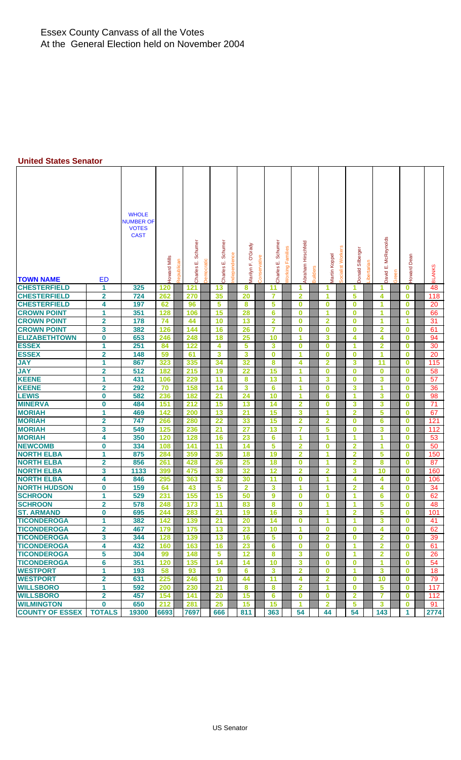# Essex County Canvass of all the Votes
# At the General Election held on November 2004

### United States Senator

| TOWN NAME | ED | WHOLE NUMBER OF VOTES CAST | Howard Mills Republican | Charles E. Schumer Democratic | Charles E. Schumer Independence | Marilyn F. O'Grady Conservative | Charles E. Schumer Working Families | Abraham Hirschfeld Builders | Martin Koppel Socialist Workers | Donald Silberger Libertarian | David E. McReynolds Green | Howard Dean | BLANKS |
|---|---|---|---|---|---|---|---|---|---|---|---|---|---|
| CHESTERFIELD | 1 | 325 | 120 | 121 | 13 | 8 | 11 | 1 | 1 | 1 | 1 | 0 | 48 |
| CHESTERFIELD | 2 | 724 | 262 | 270 | 35 | 20 | 7 | 2 | 1 | 5 | 4 | 0 | 118 |
| CHESTERFIELD | 4 | 197 | 62 | 96 | 5 | 8 | 5 | 0 | 0 | 0 | 1 | 0 | 20 |
| CROWN POINT | 1 | 351 | 128 | 106 | 15 | 28 | 6 | 0 | 1 | 0 | 1 | 0 | 66 |
| CROWN POINT | 2 | 178 | 74 | 44 | 10 | 13 | 2 | 0 | 2 | 0 | 1 | 1 | 31 |
| CROWN POINT | 3 | 382 | 126 | 144 | 16 | 26 | 7 | 0 | 0 | 0 | 2 | 0 | 61 |
| ELIZABETHTOWN | 0 | 653 | 246 | 248 | 18 | 25 | 10 | 1 | 3 | 4 | 4 | 0 | 94 |
| ESSEX | 1 | 251 | 84 | 122 | 4 | 5 | 3 | 0 | 0 | 1 | 2 | 0 | 30 |
| ESSEX | 2 | 148 | 59 | 61 | 3 | 3 | 0 | 1 | 0 | 0 | 1 | 0 | 20 |
| JAY | 1 | 867 | 323 | 335 | 34 | 32 | 8 | 4 | 2 | 3 | 11 | 0 | 115 |
| JAY | 2 | 512 | 182 | 215 | 19 | 22 | 15 | 1 | 0 | 0 | 0 | 0 | 58 |
| KEENE | 1 | 431 | 106 | 229 | 11 | 8 | 13 | 1 | 3 | 0 | 3 | 0 | 57 |
| KEENE | 2 | 292 | 70 | 158 | 14 | 3 | 6 | 1 | 0 | 3 | 1 | 0 | 36 |
| LEWIS | 0 | 582 | 236 | 182 | 21 | 24 | 10 | 1 | 6 | 1 | 3 | 0 | 98 |
| MINERVA | 0 | 484 | 151 | 212 | 15 | 13 | 14 | 2 | 0 | 3 | 3 | 0 | 71 |
| MORIAH | 1 | 469 | 142 | 200 | 13 | 21 | 15 | 3 | 1 | 2 | 5 | 0 | 67 |
| MORIAH | 2 | 747 | 266 | 280 | 22 | 33 | 15 | 2 | 2 | 0 | 6 | 0 | 121 |
| MORIAH | 3 | 549 | 125 | 236 | 21 | 27 | 13 | 7 | 5 | 0 | 3 | 0 | 112 |
| MORIAH | 4 | 350 | 120 | 128 | 16 | 23 | 6 | 1 | 1 | 1 | 1 | 0 | 53 |
| NEWCOMB | 0 | 334 | 108 | 141 | 11 | 14 | 5 | 2 | 0 | 2 | 1 | 0 | 50 |
| NORTH ELBA | 1 | 875 | 284 | 359 | 35 | 18 | 19 | 2 | 1 | 2 | 5 | 0 | 150 |
| NORTH ELBA | 2 | 856 | 261 | 428 | 26 | 25 | 18 | 0 | 1 | 2 | 8 | 0 | 87 |
| NORTH ELBA | 3 | 1133 | 399 | 475 | 38 | 32 | 12 | 2 | 2 | 3 | 10 | 0 | 160 |
| NORTH ELBA | 4 | 846 | 295 | 363 | 32 | 30 | 11 | 0 | 1 | 4 | 4 | 0 | 106 |
| NORTH HUDSON | 0 | 159 | 64 | 43 | 5 | 2 | 3 | 1 | 1 | 2 | 4 | 0 | 34 |
| SCHROON | 1 | 529 | 231 | 155 | 15 | 50 | 9 | 0 | 0 | 1 | 6 | 0 | 62 |
| SCHROON | 2 | 578 | 248 | 173 | 11 | 83 | 8 | 0 | 1 | 1 | 5 | 0 | 48 |
| ST. ARMAND | 0 | 695 | 244 | 283 | 21 | 19 | 16 | 3 | 1 | 2 | 5 | 0 | 101 |
| TICONDEROGA | 1 | 382 | 142 | 139 | 21 | 20 | 14 | 0 | 1 | 1 | 3 | 0 | 41 |
| TICONDEROGA | 2 | 467 | 179 | 175 | 13 | 23 | 10 | 1 | 0 | 0 | 4 | 0 | 62 |
| TICONDEROGA | 3 | 344 | 128 | 139 | 13 | 16 | 5 | 0 | 2 | 0 | 2 | 0 | 39 |
| TICONDEROGA | 4 | 432 | 160 | 163 | 16 | 23 | 6 | 0 | 0 | 1 | 2 | 0 | 61 |
| TICONDEROGA | 5 | 304 | 99 | 148 | 5 | 12 | 8 | 3 | 0 | 1 | 2 | 0 | 26 |
| TICONDEROGA | 6 | 351 | 120 | 135 | 14 | 14 | 10 | 3 | 0 | 0 | 1 | 0 | 54 |
| WESTPORT | 1 | 193 | 58 | 93 | 9 | 6 | 3 | 2 | 0 | 1 | 3 | 0 | 18 |
| WESTPORT | 2 | 631 | 225 | 246 | 10 | 44 | 11 | 4 | 2 | 0 | 10 | 0 | 79 |
| WILLSBORO | 1 | 592 | 200 | 230 | 21 | 8 | 8 | 2 | 1 | 0 | 5 | 0 | 117 |
| WILLSBORO | 2 | 457 | 154 | 141 | 20 | 15 | 6 | 0 | 0 | 2 | 7 | 0 | 112 |
| WILMINGTON | 0 | 650 | 212 | 281 | 25 | 15 | 15 | 1 | 2 | 5 | 3 | 0 | 91 |
| COUNTY OF ESSEX | TOTALS | 19300 | 6693 | 7697 | 666 | 811 | 363 | 54 | 44 | 54 | 143 | 1 | 2774 |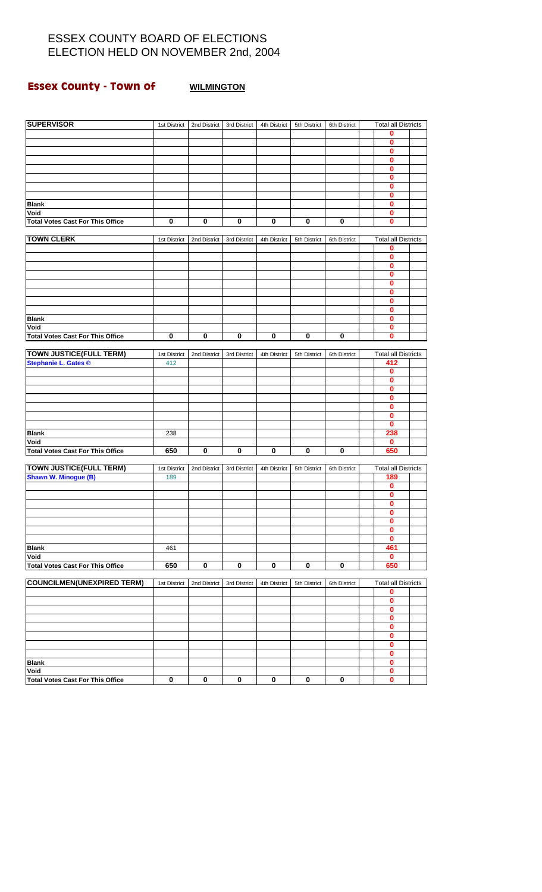# ESSEX COUNTY BOARD OF ELECTIONS
# ELECTION HELD ON NOVEMBER 2nd, 2004

## Essex County - Town of **WILMINGTON**

| SUPERVISOR | 1st District | 2nd District | 3rd District | 4th District | 5th District | 6th District | Total all Districts |
|---|---|---|---|---|---|---|---|
| | | | | | | | 0 |
| | | | | | | | 0 |
| | | | | | | | 0 |
| | | | | | | | 0 |
| | | | | | | | 0 |
| | | | | | | | 0 |
| | | | | | | | 0 |
| | | | | | | | 0 |
| **Blank** | | | | | | | 0 |
| **Void** | | | | | | | 0 |
| **Total Votes Cast For This Office** | **0** | **0** | **0** | **0** | **0** | **0** | **0** |

| TOWN CLERK | 1st District | 2nd District | 3rd District | 4th District | 5th District | 6th District | Total all Districts |
|---|---|---|---|---|---|---|---|
| | | | | | | | 0 |
| | | | | | | | 0 |
| | | | | | | | 0 |
| | | | | | | | 0 |
| | | | | | | | 0 |
| | | | | | | | 0 |
| | | | | | | | 0 |
| | | | | | | | 0 |
| **Blank** | | | | | | | 0 |
| **Void** | | | | | | | 0 |
| **Total Votes Cast For This Office** | **0** | **0** | **0** | **0** | **0** | **0** | **0** |

| TOWN JUSTICE(FULL TERM) | 1st District | 2nd District | 3rd District | 4th District | 5th District | 6th District | Total all Districts |
|---|---|---|---|---|---|---|---|
| **Stephanie L. Gates ®** | 412 | | | | | | 412 |
| | | | | | | | 0 |
| | | | | | | | 0 |
| | | | | | | | 0 |
| | | | | | | | 0 |
| | | | | | | | 0 |
| | | | | | | | 0 |
| | | | | | | | 0 |
| **Blank** | 238 | | | | | | 238 |
| **Void** | | | | | | | 0 |
| **Total Votes Cast For This Office** | **650** | **0** | **0** | **0** | **0** | **0** | **650** |

| TOWN JUSTICE(FULL TERM) | 1st District | 2nd District | 3rd District | 4th District | 5th District | 6th District | Total all Districts |
|---|---|---|---|---|---|---|---|
| **Shawn W. Minogue (B)** | 189 | | | | | | 189 |
| | | | | | | | 0 |
| | | | | | | | 0 |
| | | | | | | | 0 |
| | | | | | | | 0 |
| | | | | | | | 0 |
| | | | | | | | 0 |
| | | | | | | | 0 |
| **Blank** | 461 | | | | | | 461 |
| **Void** | | | | | | | 0 |
| **Total Votes Cast For This Office** | **650** | **0** | **0** | **0** | **0** | **0** | **650** |

| COUNCILMEN(UNEXPIRED TERM) | 1st District | 2nd District | 3rd District | 4th District | 5th District | 6th District | Total all Districts |
|---|---|---|---|---|---|---|---|
| | | | | | | | 0 |
| | | | | | | | 0 |
| | | | | | | | 0 |
| | | | | | | | 0 |
| | | | | | | | 0 |
| | | | | | | | 0 |
| | | | | | | | 0 |
| | | | | | | | 0 |
| **Blank** | | | | | | | 0 |
| **Void** | | | | | | | 0 |
| **Total Votes Cast For This Office** | **0** | **0** | **0** | **0** | **0** | **0** | **0** |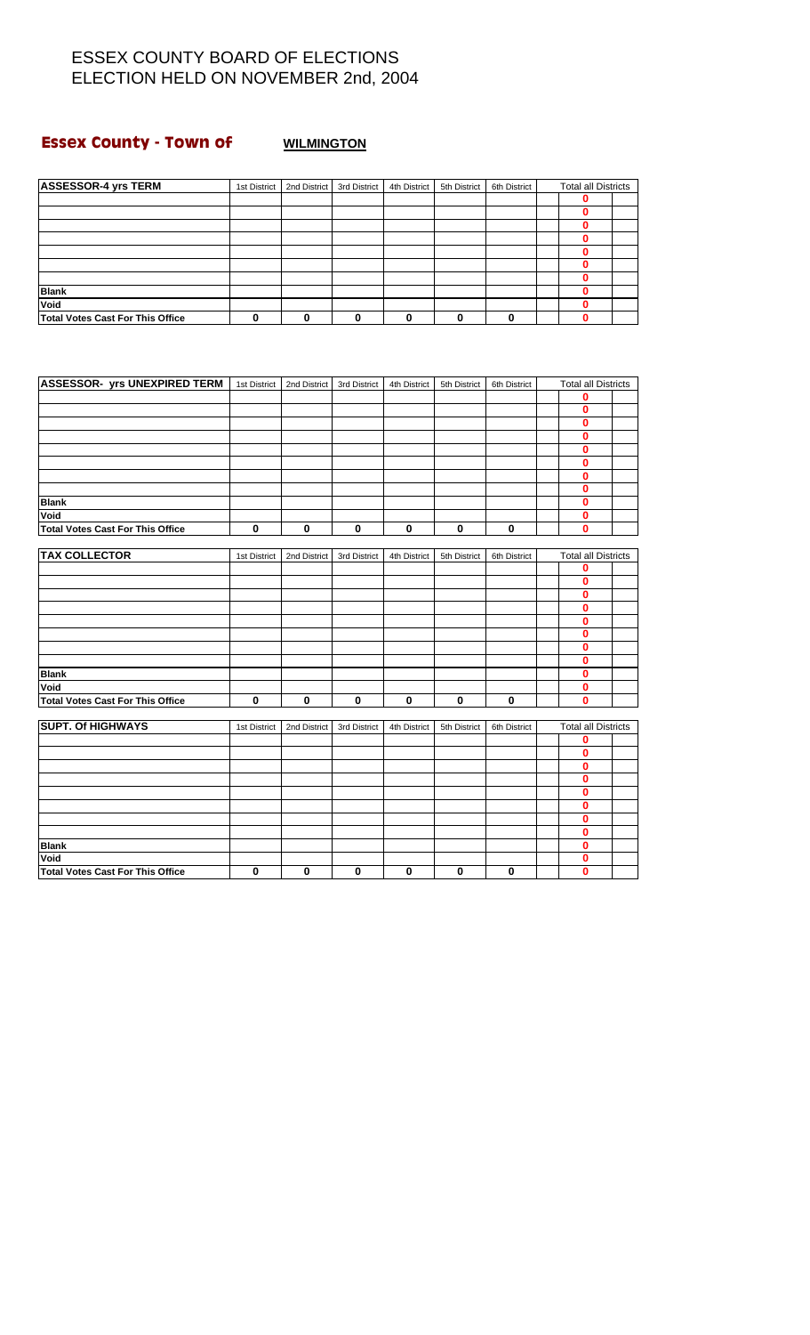# ESSEX COUNTY BOARD OF ELECTIONS
# ELECTION HELD ON NOVEMBER 2nd, 2004

## Essex County - Town of WILMINGTON

| ASSESSOR-4 yrs TERM | 1st District | 2nd District | 3rd District | 4th District | 5th District | 6th District | | Total all Districts | |
|---|---|---|---|---|---|---|---|---|---|
| | | | | | | | | 0 | |
| | | | | | | | | 0 | |
| | | | | | | | | 0 | |
| | | | | | | | | 0 | |
| | | | | | | | | 0 | |
| | | | | | | | | 0 | |
| | | | | | | | | 0 | |
| Blank | | | | | | | | 0 | |
| Void | | | | | | | | 0 | |
| Total Votes Cast For This Office | 0 | 0 | 0 | 0 | 0 | 0 | | 0 | |

| ASSESSOR- yrs UNEXPIRED TERM | 1st District | 2nd District | 3rd District | 4th District | 5th District | 6th District | | Total all Districts | |
|---|---|---|---|---|---|---|---|---|---|
| | | | | | | | | 0 | |
| | | | | | | | | 0 | |
| | | | | | | | | 0 | |
| | | | | | | | | 0 | |
| | | | | | | | | 0 | |
| | | | | | | | | 0 | |
| | | | | | | | | 0 | |
| | | | | | | | | 0 | |
| Blank | | | | | | | | 0 | |
| Void | | | | | | | | 0 | |
| Total Votes Cast For This Office | 0 | 0 | 0 | 0 | 0 | 0 | | 0 | |

| TAX COLLECTOR | 1st District | 2nd District | 3rd District | 4th District | 5th District | 6th District | | Total all Districts | |
|---|---|---|---|---|---|---|---|---|---|
| | | | | | | | | 0 | |
| | | | | | | | | 0 | |
| | | | | | | | | 0 | |
| | | | | | | | | 0 | |
| | | | | | | | | 0 | |
| | | | | | | | | 0 | |
| | | | | | | | | 0 | |
| | | | | | | | | 0 | |
| Blank | | | | | | | | 0 | |
| Void | | | | | | | | 0 | |
| Total Votes Cast For This Office | 0 | 0 | 0 | 0 | 0 | 0 | | 0 | |

| SUPT. Of HIGHWAYS | 1st District | 2nd District | 3rd District | 4th District | 5th District | 6th District | | Total all Districts | |
|---|---|---|---|---|---|---|---|---|---|
| | | | | | | | | 0 | |
| | | | | | | | | 0 | |
| | | | | | | | | 0 | |
| | | | | | | | | 0 | |
| | | | | | | | | 0 | |
| | | | | | | | | 0 | |
| | | | | | | | | 0 | |
| | | | | | | | | 0 | |
| Blank | | | | | | | | 0 | |
| Void | | | | | | | | 0 | |
| Total Votes Cast For This Office | 0 | 0 | 0 | 0 | 0 | 0 | | 0 | |